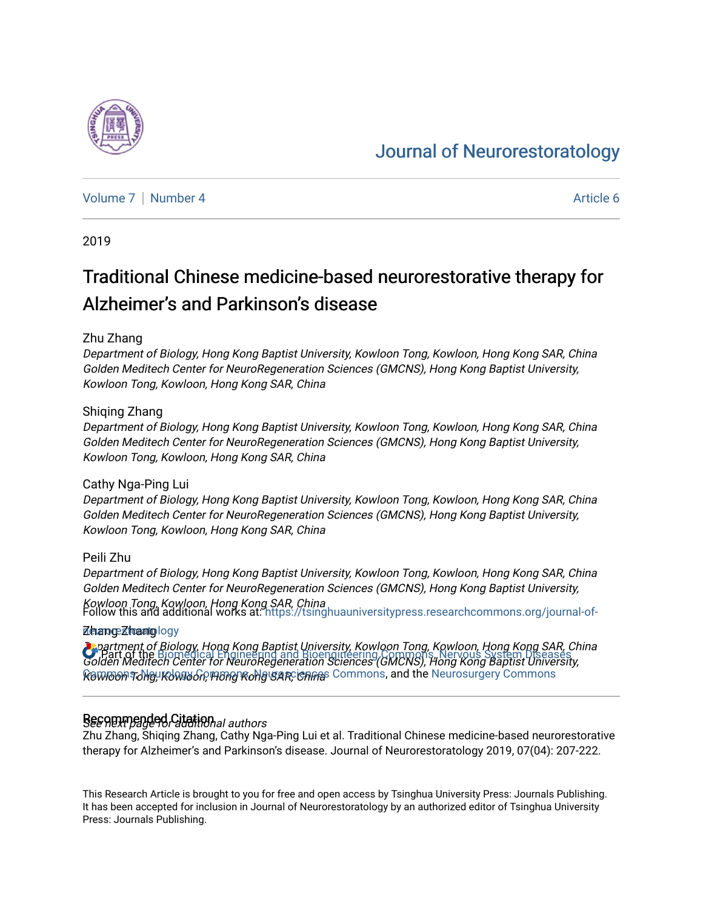# Journal of Neurorestoratology

Volume 7 | Number 4 Article 6

2019

# Traditional Chinese medicine-based neurorestorative therapy for Alzheimer's and Parkinson's disease

Zhu Zhang
*Department of Biology, Hong Kong Baptist University, Kowloon Tong, Kowloon, Hong Kong SAR, China*
*Golden Meditech Center for NeuroRegeneration Sciences (GMCNS), Hong Kong Baptist University, Kowloon Tong, Kowloon, Hong Kong SAR, China*

Shiqing Zhang
*Department of Biology, Hong Kong Baptist University, Kowloon Tong, Kowloon, Hong Kong SAR, China*
*Golden Meditech Center for NeuroRegeneration Sciences (GMCNS), Hong Kong Baptist University, Kowloon Tong, Kowloon, Hong Kong SAR, China*

Cathy Nga-Ping Lui
*Department of Biology, Hong Kong Baptist University, Kowloon Tong, Kowloon, Hong Kong SAR, China*
*Golden Meditech Center for NeuroRegeneration Sciences (GMCNS), Hong Kong Baptist University, Kowloon Tong, Kowloon, Hong Kong SAR, China*

Peili Zhu
*Department of Biology, Hong Kong Baptist University, Kowloon Tong, Kowloon, Hong Kong SAR, China*
*Golden Meditech Center for NeuroRegeneration Sciences (GMCNS), Hong Kong Baptist University, Kowloon Tong, Kowloon, Hong Kong SAR, China*

Zhang Zhang
*Department of Biology, Hong Kong Baptist University, Kowloon Tong, Kowloon, Hong Kong SAR, China*
*Golden Meditech Center for NeuroRegeneration Sciences (GMCNS), Hong Kong Baptist University, Kowloon Tong, Kowloon, Hong Kong SAR, China*

*See next page for additional authors*

Follow this and additional works at: https://tsinghuauniversitypress.researchcommons.org/journal-of-neurorestoratology

Part of the Biomedical Engineering and Bioengineering Commons, Nervous System Diseases Commons, Neurology Commons, Neurosciences Commons, and the Neurosurgery Commons

## Recommended Citation

Zhu Zhang, Shiqing Zhang, Cathy Nga-Ping Lui et al. Traditional Chinese medicine-based neurorestorative therapy for Alzheimer's and Parkinson's disease. Journal of Neurorestoratology 2019, 07(04): 207-222.

This Research Article is brought to you for free and open access by Tsinghua University Press: Journals Publishing. It has been accepted for inclusion in Journal of Neurorestoratology by an authorized editor of Tsinghua University Press: Journals Publishing.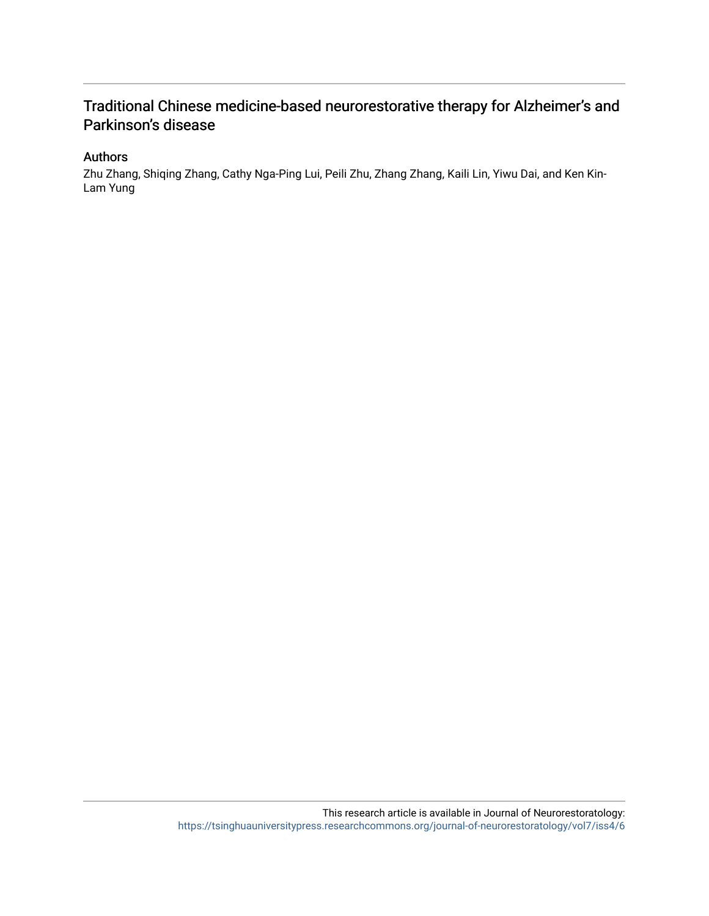# Traditional Chinese medicine-based neurorestorative therapy for Alzheimer's and Parkinson's disease

## Authors

Zhu Zhang, Shiqing Zhang, Cathy Nga-Ping Lui, Peili Zhu, Zhang Zhang, Kaili Lin, Yiwu Dai, and Ken Kin-Lam Yung

This research article is available in Journal of Neurorestoratology: https://tsinghuauniversitypress.researchcommons.org/journal-of-neurorestoratology/vol7/iss4/6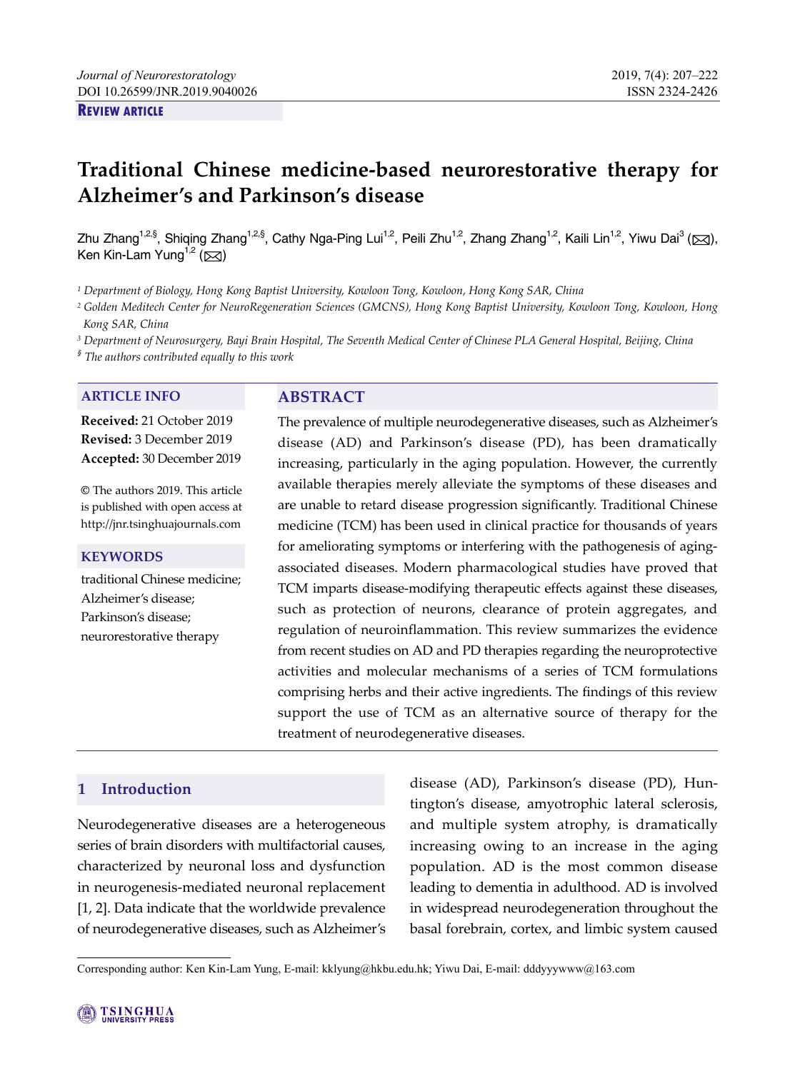**REVIEW ARTICLE**

# Traditional Chinese medicine-based neurorestorative therapy for Alzheimer's and Parkinson's disease

Zhu Zhang[1,2,§], Shiqing Zhang[1,2,§], Cathy Nga-Ping Lui[1,2], Peili Zhu[1,2], Zhang Zhang[1,2], Kaili Lin[1,2], Yiwu Dai[3] (✉), Ken Kin-Lam Yung[1,2] (✉)

[1] *Department of Biology, Hong Kong Baptist University, Kowloon Tong, Kowloon, Hong Kong SAR, China*
[2] *Golden Meditech Center for NeuroRegeneration Sciences (GMCNS), Hong Kong Baptist University, Kowloon Tong, Kowloon, Hong Kong SAR, China*
[3] *Department of Neurosurgery, Bayi Brain Hospital, The Seventh Medical Center of Chinese PLA General Hospital, Beijing, China*
[§] *The authors contributed equally to this work*

## ARTICLE INFO

**Received:** 21 October 2019
**Revised:** 3 December 2019
**Accepted:** 30 December 2019

© The authors 2019. This article is published with open access at http://jnr.tsinghuajournals.com

## KEYWORDS

traditional Chinese medicine; Alzheimer's disease; Parkinson's disease; neurorestorative therapy

## ABSTRACT

The prevalence of multiple neurodegenerative diseases, such as Alzheimer's disease (AD) and Parkinson's disease (PD), has been dramatically increasing, particularly in the aging population. However, the currently available therapies merely alleviate the symptoms of these diseases and are unable to retard disease progression significantly. Traditional Chinese medicine (TCM) has been used in clinical practice for thousands of years for ameliorating symptoms or interfering with the pathogenesis of aging-associated diseases. Modern pharmacological studies have proved that TCM imparts disease-modifying therapeutic effects against these diseases, such as protection of neurons, clearance of protein aggregates, and regulation of neuroinflammation. This review summarizes the evidence from recent studies on AD and PD therapies regarding the neuroprotective activities and molecular mechanisms of a series of TCM formulations comprising herbs and their active ingredients. The findings of this review support the use of TCM as an alternative source of therapy for the treatment of neurodegenerative diseases.

## 1 Introduction

Neurodegenerative diseases are a heterogeneous series of brain disorders with multifactorial causes, characterized by neuronal loss and dysfunction in neurogenesis-mediated neuronal replacement [1, 2]. Data indicate that the worldwide prevalence of neurodegenerative diseases, such as Alzheimer's disease (AD), Parkinson's disease (PD), Huntington's disease, amyotrophic lateral sclerosis, and multiple system atrophy, is dramatically increasing owing to an increase in the aging population. AD is the most common disease leading to dementia in adulthood. AD is involved in widespread neurodegeneration throughout the basal forebrain, cortex, and limbic system caused

Corresponding author: Ken Kin-Lam Yung, E-mail: kklyung@hkbu.edu.hk; Yiwu Dai, E-mail: dddyyywww@163.com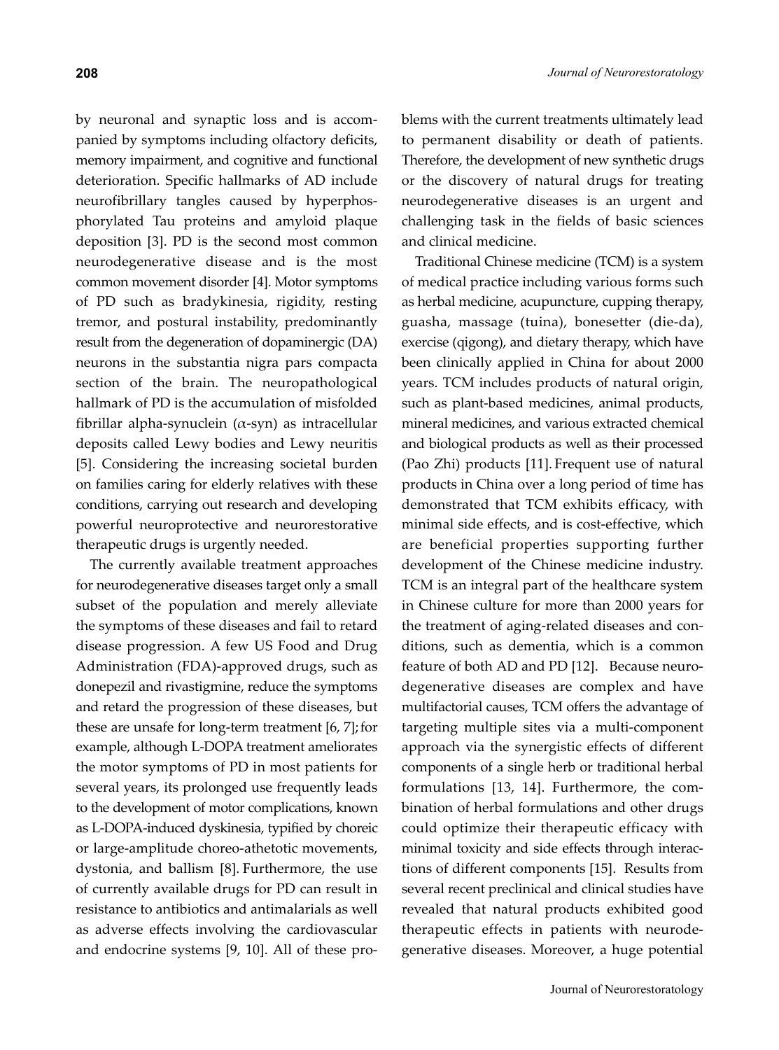by neuronal and synaptic loss and is accompanied by symptoms including olfactory deficits, memory impairment, and cognitive and functional deterioration. Specific hallmarks of AD include neurofibrillary tangles caused by hyperphosphorylated Tau proteins and amyloid plaque deposition [3]. PD is the second most common neurodegenerative disease and is the most common movement disorder [4]. Motor symptoms of PD such as bradykinesia, rigidity, resting tremor, and postural instability, predominantly result from the degeneration of dopaminergic (DA) neurons in the substantia nigra pars compacta section of the brain. The neuropathological hallmark of PD is the accumulation of misfolded fibrillar alpha-synuclein ($\alpha$-syn) as intracellular deposits called Lewy bodies and Lewy neuritis [5]. Considering the increasing societal burden on families caring for elderly relatives with these conditions, carrying out research and developing powerful neuroprotective and neurorestorative therapeutic drugs is urgently needed.

The currently available treatment approaches for neurodegenerative diseases target only a small subset of the population and merely alleviate the symptoms of these diseases and fail to retard disease progression. A few US Food and Drug Administration (FDA)-approved drugs, such as donepezil and rivastigmine, reduce the symptoms and retard the progression of these diseases, but these are unsafe for long-term treatment [6, 7]; for example, although L-DOPA treatment ameliorates the motor symptoms of PD in most patients for several years, its prolonged use frequently leads to the development of motor complications, known as L-DOPA-induced dyskinesia, typified by choreic or large-amplitude choreo-athetotic movements, dystonia, and ballism [8]. Furthermore, the use of currently available drugs for PD can result in resistance to antibiotics and antimalarials as well as adverse effects involving the cardiovascular and endocrine systems [9, 10]. All of these problems with the current treatments ultimately lead to permanent disability or death of patients. Therefore, the development of new synthetic drugs or the discovery of natural drugs for treating neurodegenerative diseases is an urgent and challenging task in the fields of basic sciences and clinical medicine.

Traditional Chinese medicine (TCM) is a system of medical practice including various forms such as herbal medicine, acupuncture, cupping therapy, guasha, massage (tuina), bonesetter (die-da), exercise (qigong), and dietary therapy, which have been clinically applied in China for about 2000 years. TCM includes products of natural origin, such as plant-based medicines, animal products, mineral medicines, and various extracted chemical and biological products as well as their processed (Pao Zhi) products [11]. Frequent use of natural products in China over a long period of time has demonstrated that TCM exhibits efficacy, with minimal side effects, and is cost-effective, which are beneficial properties supporting further development of the Chinese medicine industry. TCM is an integral part of the healthcare system in Chinese culture for more than 2000 years for the treatment of aging-related diseases and conditions, such as dementia, which is a common feature of both AD and PD [12]. Because neurodegenerative diseases are complex and have multifactorial causes, TCM offers the advantage of targeting multiple sites via a multi-component approach via the synergistic effects of different components of a single herb or traditional herbal formulations [13, 14]. Furthermore, the combination of herbal formulations and other drugs could optimize their therapeutic efficacy with minimal toxicity and side effects through interactions of different components [15]. Results from several recent preclinical and clinical studies have revealed that natural products exhibited good therapeutic effects in patients with neurodegenerative diseases. Moreover, a huge potential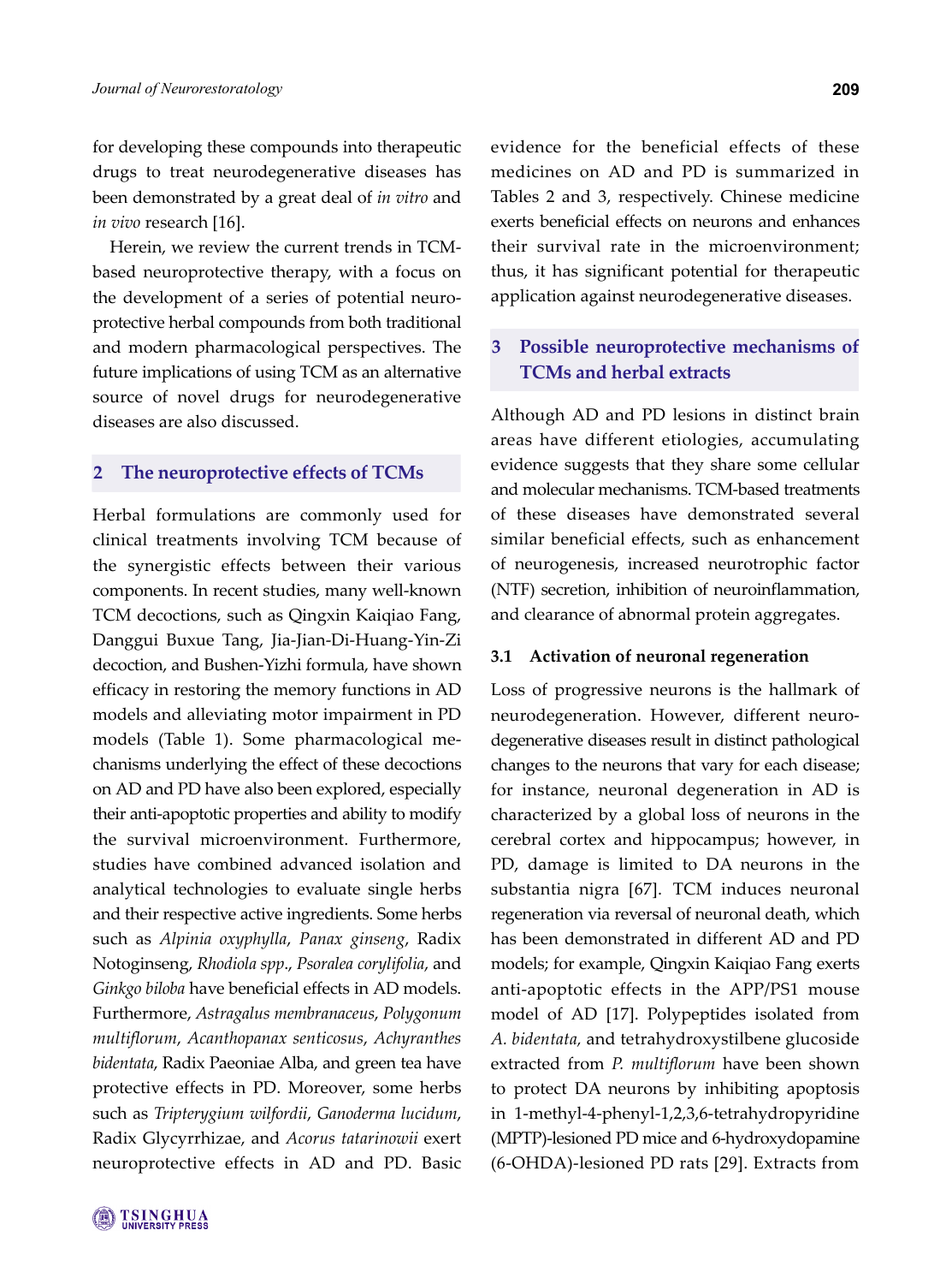for developing these compounds into therapeutic drugs to treat neurodegenerative diseases has been demonstrated by a great deal of *in vitro* and *in vivo* research [16].

Herein, we review the current trends in TCM-based neuroprotective therapy, with a focus on the development of a series of potential neuro-protective herbal compounds from both traditional and modern pharmacological perspectives. The future implications of using TCM as an alternative source of novel drugs for neurodegenerative diseases are also discussed.

## 2 The neuroprotective effects of TCMs

Herbal formulations are commonly used for clinical treatments involving TCM because of the synergistic effects between their various components. In recent studies, many well-known TCM decoctions, such as Qingxin Kaiqiao Fang, Danggui Buxue Tang, Jia-Jian-Di-Huang-Yin-Zi decoction, and Bushen-Yizhi formula, have shown efficacy in restoring the memory functions in AD models and alleviating motor impairment in PD models (Table 1). Some pharmacological mechanisms underlying the effect of these decoctions on AD and PD have also been explored, especially their anti-apoptotic properties and ability to modify the survival microenvironment. Furthermore, studies have combined advanced isolation and analytical technologies to evaluate single herbs and their respective active ingredients. Some herbs such as *Alpinia oxyphylla*, *Panax ginseng*, Radix Notoginseng, *Rhodiola spp*., *Psoralea corylifolia*, and *Ginkgo biloba* have beneficial effects in AD models. Furthermore, *Astragalus membranaceus*, *Polygonum multiflorum*, *Acanthopanax senticosus*, *Achyranthes bidentata*, Radix Paeoniae Alba, and green tea have protective effects in PD. Moreover, some herbs such as *Tripterygium wilfordii*, *Ganoderma lucidum*, Radix Glycyrrhizae, and *Acorus tatarinowii* exert neuroprotective effects in AD and PD. Basic evidence for the beneficial effects of these medicines on AD and PD is summarized in Tables 2 and 3, respectively. Chinese medicine exerts beneficial effects on neurons and enhances their survival rate in the microenvironment; thus, it has significant potential for therapeutic application against neurodegenerative diseases.

## 3 Possible neuroprotective mechanisms of TCMs and herbal extracts

Although AD and PD lesions in distinct brain areas have different etiologies, accumulating evidence suggests that they share some cellular and molecular mechanisms. TCM-based treatments of these diseases have demonstrated several similar beneficial effects, such as enhancement of neurogenesis, increased neurotrophic factor (NTF) secretion, inhibition of neuroinflammation, and clearance of abnormal protein aggregates.

### 3.1 Activation of neuronal regeneration

Loss of progressive neurons is the hallmark of neurodegeneration. However, different neuro-degenerative diseases result in distinct pathological changes to the neurons that vary for each disease; for instance, neuronal degeneration in AD is characterized by a global loss of neurons in the cerebral cortex and hippocampus; however, in PD, damage is limited to DA neurons in the substantia nigra [67]. TCM induces neuronal regeneration via reversal of neuronal death, which has been demonstrated in different AD and PD models; for example, Qingxin Kaiqiao Fang exerts anti-apoptotic effects in the APP/PS1 mouse model of AD [17]. Polypeptides isolated from *A. bidentata*, and tetrahydroxystilbene glucoside extracted from *P. multiflorum* have been shown to protect DA neurons by inhibiting apoptosis in 1-methyl-4-phenyl-1,2,3,6-tetrahydropyridine (MPTP)-lesioned PD mice and 6-hydroxydopamine (6-OHDA)-lesioned PD rats [29]. Extracts from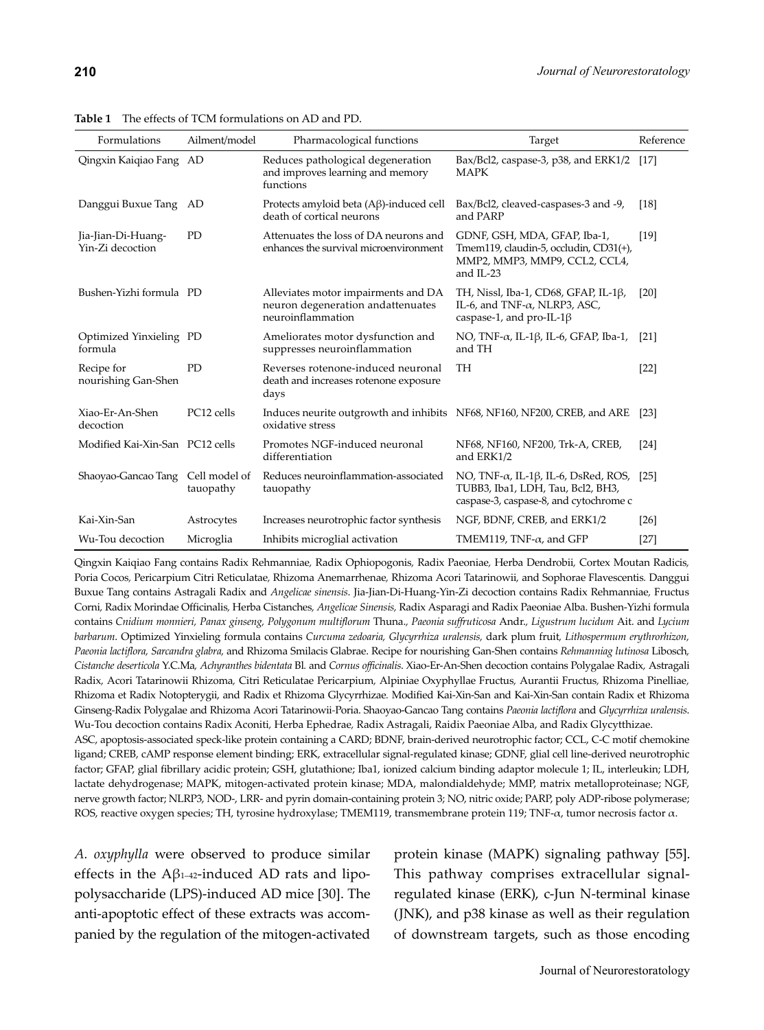**Table 1** The effects of TCM formulations on AD and PD.

| Formulations | Ailment/model | Pharmacological functions | Target | Reference |
|---|---|---|---|---|
| Qingxin Kaiqiao Fang | AD | Reduces pathological degeneration and improves learning and memory functions | Bax/Bcl2, caspase-3, p38, and ERK1/2 MAPK | [17] |
| Danggui Buxue Tang | AD | Protects amyloid beta (Aβ)-induced cell death of cortical neurons | Bax/Bcl2, cleaved-caspases-3 and -9, and PARP | [18] |
| Jia-Jian-Di-Huang-Yin-Zi decoction | PD | Attenuates the loss of DA neurons and enhances the survival microenvironment | GDNF, GSH, MDA, GFAP, Iba-1, Tmem119, claudin-5, occludin, CD31(+), MMP2, MMP3, MMP9, CCL2, CCL4, and IL-23 | [19] |
| Bushen-Yizhi formula | PD | Alleviates motor impairments and DA neuron degeneration andattenuates neuroinflammation | TH, Nissl, Iba-1, CD68, GFAP, IL-1β, IL-6, and TNF-α, NLRP3, ASC, caspase-1, and pro-IL-1β | [20] |
| Optimized Yinxieling formula | PD | Ameliorates motor dysfunction and suppresses neuroinflammation | NO, TNF-α, IL-1β, IL-6, GFAP, Iba-1, and TH | [21] |
| Recipe for nourishing Gan-Shen | PD | Reverses rotenone-induced neuronal death and increases rotenone exposure days | TH | [22] |
| Xiao-Er-An-Shen decoction | PC12 cells | Induces neurite outgrowth and inhibits oxidative stress | NF68, NF160, NF200, CREB, and ARE | [23] |
| Modified Kai-Xin-San | PC12 cells | Promotes NGF-induced neuronal differentiation | NF68, NF160, NF200, Trk-A, CREB, and ERK1/2 | [24] |
| Shaoyao-Gancao Tang | Cell model of tauopathy | Reduces neuroinflammation-associated tauopathy | NO, TNF-α, IL-1β, IL-6, DsRed, ROS, TUBB3, Iba1, LDH, Tau, Bcl2, BH3, caspase-3, caspase-8, and cytochrome c | [25] |
| Kai-Xin-San | Astrocytes | Increases neurotrophic factor synthesis | NGF, BDNF, CREB, and ERK1/2 | [26] |
| Wu-Tou decoction | Microglia | Inhibits microglial activation | TMEM119, TNF-α, and GFP | [27] |

Qingxin Kaiqiao Fang contains Radix Rehmanniae, Radix Ophiopogonis, Radix Paeoniae, Herba Dendrobii, Cortex Moutan Radicis, Poria Cocos, Pericarpium Citri Reticulatae, Rhizoma Anemarrhenae, Rhizoma Acori Tatarinowii, and Sophorae Flavescentis. Danggui Buxue Tang contains Astragali Radix and *Angelicae sinensis*. Jia-Jian-Di-Huang-Yin-Zi decoction contains Radix Rehmanniae, Fructus Corni, Radix Morindae Officinalis, Herba Cistanches, *Angelicae Sinensis*, Radix Asparagi and Radix Paeoniae Alba. Bushen-Yizhi formula contains *Cnidium monnieri*, *Panax ginseng*, *Polygonum multiflorum* Thuna., *Paeonia suffruticosa* Andr., *Ligustrum lucidum* Ait. and *Lycium barbarum*. Optimized Yinxieling formula contains *Curcuma zedoaria*, *Glycyrrhiza uralensis*, dark plum fruit, *Lithospermum erythrorhizon*, *Paeonia lactiflora*, *Sarcandra glabra*, and Rhizoma Smilacis Glabrae. Recipe for nourishing Gan-Shen contains *Rehmanniag lutinosa* Libosch, *Cistanche deserticola* Y.C.Ma, *Achyranthes bidentata* Bl. and *Cornus officinalis*. Xiao-Er-An-Shen decoction contains Polygalae Radix, Astragali Radix, Acori Tatarinowii Rhizoma, Citri Reticulatae Pericarpium, Alpiniae Oxyphyllae Fructus, Aurantii Fructus, Rhizoma Pinelliae, Rhizoma et Radix Notopterygii, and Radix et Rhizoma Glycyrrhizae. Modified Kai-Xin-San and Kai-Xin-San contain Radix et Rhizoma Ginseng-Radix Polygalae and Rhizoma Acori Tatarinowii-Poria. Shaoyao-Gancao Tang contains *Paeonia lactiflora* and *Glycyrrhiza uralensis*. Wu-Tou decoction contains Radix Aconiti, Herba Ephedrae, Radix Astragali, Raidix Paeoniae Alba, and Radix Glycytthizae.

ASC, apoptosis-associated speck-like protein containing a CARD; BDNF, brain-derived neurotrophic factor; CCL, C-C motif chemokine ligand; CREB, cAMP response element binding; ERK, extracellular signal-regulated kinase; GDNF, glial cell line-derived neurotrophic factor; GFAP, glial fibrillary acidic protein; GSH, glutathione; Iba1, ionized calcium binding adaptor molecule 1; IL, interleukin; LDH, lactate dehydrogenase; MAPK, mitogen-activated protein kinase; MDA, malondialdehyde; MMP, matrix metalloproteinase; NGF, nerve growth factor; NLRP3, NOD-, LRR- and pyrin domain-containing protein 3; NO, nitric oxide; PARP, poly ADP-ribose polymerase; ROS, reactive oxygen species; TH, tyrosine hydroxylase; TMEM119, transmembrane protein 119; TNF-α, tumor necrosis factor α.

*A. oxyphylla* were observed to produce similar effects in the $A\beta_{1-42}$-induced AD rats and lipopolysaccharide (LPS)-induced AD mice [30]. The anti-apoptotic effect of these extracts was accompanied by the regulation of the mitogen-activated protein kinase (MAPK) signaling pathway [55]. This pathway comprises extracellular signal-regulated kinase (ERK), c-Jun N-terminal kinase (JNK), and p38 kinase as well as their regulation of downstream targets, such as those encoding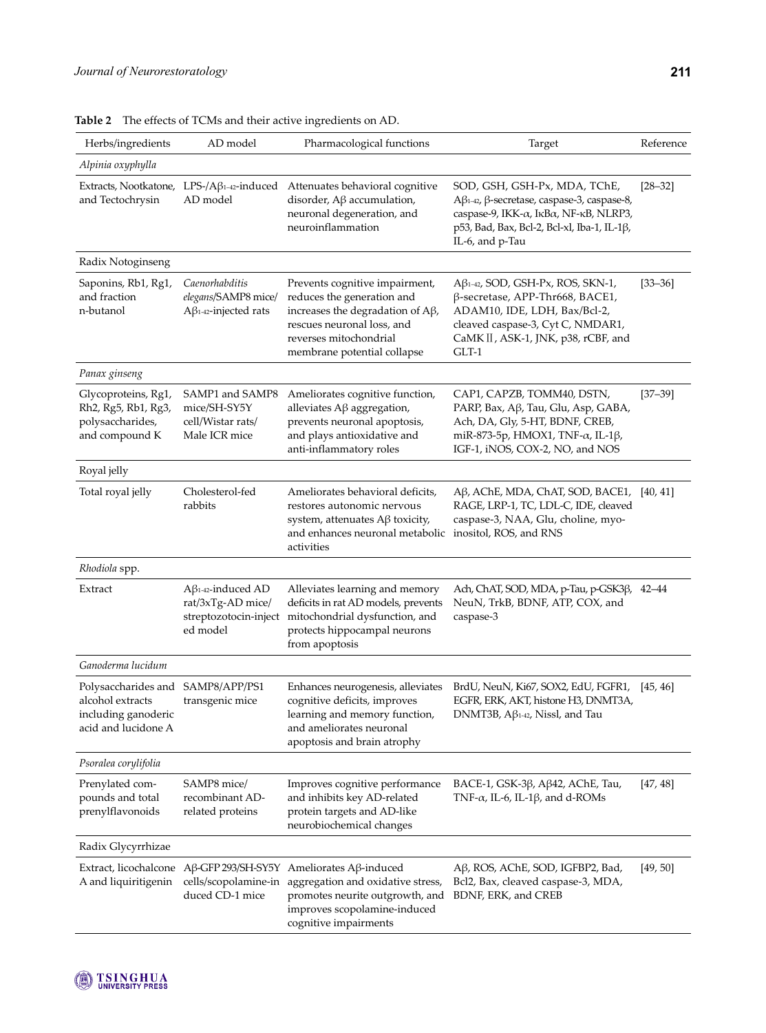**Table 2** The effects of TCMs and their active ingredients on AD.

| Herbs/ingredients | AD model | Pharmacological functions | Target | Reference |
|---|---|---|---|---|
| *Alpinia oxyphylla* | | | | |
| Extracts, Nootkatone, and Tectochrysin | LPS-/$A\beta_{1-42}$-induced AD model | Attenuates behavioral cognitive disorder, Aβ accumulation, neuronal degeneration, and neuroinflammation | SOD, GSH, GSH-Px, MDA, TChE, $A\beta_{1-42}$, β-secretase, caspase-3, caspase-8, caspase-9, IKK-α, IκBα, NF-κB, NLRP3, p53, Bad, Bax, Bcl-2, Bcl-xl, Iba-1, IL-1β, IL-6, and p-Tau | [28–32] |
| Radix Notoginseng | | | | |
| Saponins, Rb1, Rg1, and fraction n-butanol | *Caenorhabditis elegans*/SAMP8 mice/ $A\beta_{1-42}$-injected rats | Prevents cognitive impairment, reduces the generation and increases the degradation of Aβ, rescues neuronal loss, and reverses mitochondrial membrane potential collapse | $A\beta_{1-42}$, SOD, GSH-Px, ROS, SKN-1, β-secretase, APP-Thr668, BACE1, ADAM10, IDE, LDH, Bax/Bcl-2, cleaved caspase-3, Cyt C, NMDAR1, CaMK II, ASK-1, JNK, p38, rCBF, and GLT-1 | [33–36] |
| *Panax ginseng* | | | | |
| Glycoproteins, Rg1, Rh2, Rg5, Rb1, Rg3, polysaccharides, and compound K | SAMP1 and SAMP8 mice/SH-SY5Y cell/Wistar rats/ Male ICR mice | Ameliorates cognitive function, alleviates Aβ aggregation, prevents neuronal apoptosis, and plays antioxidative and anti-inflammatory roles | CAP1, CAPZB, TOMM40, DSTN, PARP, Bax, Aβ, Tau, Glu, Asp, GABA, Ach, DA, Gly, 5-HT, BDNF, CREB, miR-873-5p, HMOX1, TNF-α, IL-1β, IGF-1, iNOS, COX-2, NO, and NOS | [37–39] |
| Royal jelly | | | | |
| Total royal jelly | Cholesterol-fed rabbits | Ameliorates behavioral deficits, restores autonomic nervous system, attenuates Aβ toxicity, and enhances neuronal metabolic activities | Aβ, AChE, MDA, ChAT, SOD, BACE1, RAGE, LRP-1, TC, LDL-C, IDE, cleaved caspase-3, NAA, Glu, choline, myo-inositol, ROS, and RNS | [40, 41] |
| *Rhodiola* spp. | | | | |
| Extract | $A\beta_{1-42}$-induced AD rat/3xTg-AD mice/ streptozotocin-injected model | Alleviates learning and memory deficits in rat AD models, prevents mitochondrial dysfunction, and protects hippocampal neurons from apoptosis | Ach, ChAT, SOD, MDA, p-Tau, p-GSK3β, NeuN, TrkB, BDNF, ATP, COX, and caspase-3 | 42–44 |
| *Ganoderma lucidum* | | | | |
| Polysaccharides and alcohol extracts including ganoderic acid and lucidone A | SAMP8/APP/PS1 transgenic mice | Enhances neurogenesis, alleviates cognitive deficits, improves learning and memory function, and ameliorates neuronal apoptosis and brain atrophy | BrdU, NeuN, Ki67, SOX2, EdU, FGFR1, EGFR, ERK, AKT, histone H3, DNMT3A, DNMT3B, $A\beta_{1-42}$, Nissl, and Tau | [45, 46] |
| *Psoralea corylifolia* | | | | |
| Prenylated compounds and total prenylflavonoids | SAMP8 mice/ recombinant AD-related proteins | Improves cognitive performance and inhibits key AD-related protein targets and AD-like neurobiochemical changes | BACE-1, GSK-3β, Aβ42, AChE, Tau, TNF-α, IL-6, IL-1β, and d-ROMs | [47, 48] |
| Radix Glycyrrhizae | | | | |
| Extract, licochalcone A and liquiritigenin | Aβ-GFP 293/SH-SY5Y cells/scopolamine-induced CD-1 mice | Ameliorates Aβ-induced aggregation and oxidative stress, promotes neurite outgrowth, and improves scopolamine-induced cognitive impairments | Aβ, ROS, AChE, SOD, IGFBP2, Bad, Bcl2, Bax, cleaved caspase-3, MDA, BDNF, ERK, and CREB | [49, 50] |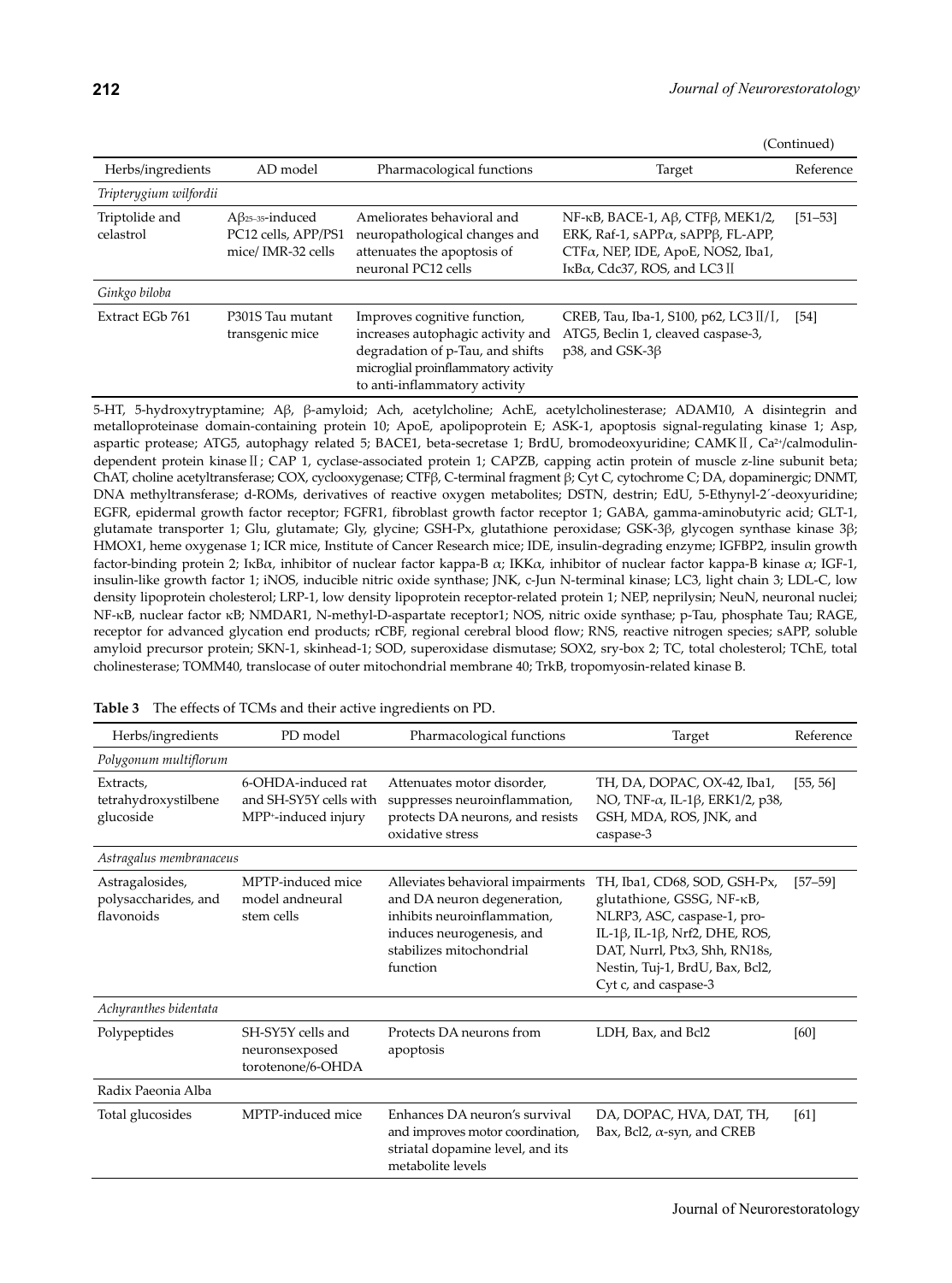(Continued)

| Herbs/ingredients | AD model | Pharmacological functions | Target | Reference |
|---|---|---|---|---|
| *Tripterygium wilfordii* | | | | |
| Triptolide and celastrol | $A\beta_{25-35}$-induced PC12 cells, APP/PS1 mice/ IMR-32 cells | Ameliorates behavioral and neuropathological changes and attenuates the apoptosis of neuronal PC12 cells | NF-κB, BACE-1, Aβ, CTFβ, MEK1/2, ERK, Raf-1, sAPPα, sAPPβ, FL-APP, CTFα, NEP, IDE, ApoE, NOS2, Iba1, IκBα, Cdc37, ROS, and LC3 Ⅱ | [51–53] |
| *Ginkgo biloba* | | | | |
| Extract EGb 761 | P301S Tau mutant transgenic mice | Improves cognitive function, increases autophagic activity and degradation of p-Tau, and shifts microglial proinflammatory activity to anti-inflammatory activity | CREB, Tau, Iba-1, S100, p62, LC3 Ⅱ/Ⅰ, ATG5, Beclin 1, cleaved caspase-3, p38, and GSK-3β | [54] |

5-HT, 5-hydroxytryptamine; Aβ, β-amyloid; Ach, acetylcholine; AchE, acetylcholinesterase; ADAM10, A disintegrin and metalloproteinase domain-containing protein 10; ApoE, apolipoprotein E; ASK-1, apoptosis signal-regulating kinase 1; Asp, aspartic protease; ATG5, autophagy related 5; BACE1, beta-secretase 1; BrdU, bromodeoxyuridine; CAMK Ⅱ, $Ca^{2+}$/calmodulin-dependent protein kinase Ⅱ; CAP 1, cyclase-associated protein 1; CAPZB, capping actin protein of muscle z-line subunit beta; ChAT, choline acetyltransferase; COX, cyclooxygenase; CTFβ, C-terminal fragment β; Cyt C, cytochrome C; DA, dopaminergic; DNMT, DNA methyltransferase; d-ROMs, derivatives of reactive oxygen metabolites; DSTN, destrin; EdU, 5-Ethynyl-2′-deoxyuridine; EGFR, epidermal growth factor receptor; FGFR1, fibroblast growth factor receptor 1; GABA, gamma-aminobutyric acid; GLT-1, glutamate transporter 1; Glu, glutamate; Gly, glycine; GSH-Px, glutathione peroxidase; GSK-3β, glycogen synthase kinase 3β; HMOX1, heme oxygenase 1; ICR mice, Institute of Cancer Research mice; IDE, insulin-degrading enzyme; IGFBP2, insulin growth factor-binding protein 2; IκBα, inhibitor of nuclear factor kappa-B α; IKKα, inhibitor of nuclear factor kappa-B kinase α; IGF-1, insulin-like growth factor 1; iNOS, inducible nitric oxide synthase; JNK, c-Jun N-terminal kinase; LC3, light chain 3; LDL-C, low density lipoprotein cholesterol; LRP-1, low density lipoprotein receptor-related protein 1; NEP, neprilysin; NeuN, neuronal nuclei; NF-κB, nuclear factor κB; NMDAR1, N-methyl-D-aspartate receptor1; NOS, nitric oxide synthase; p-Tau, phosphate Tau; RAGE, receptor for advanced glycation end products; rCBF, regional cerebral blood flow; RNS, reactive nitrogen species; sAPP, soluble amyloid precursor protein; SKN-1, skinhead-1; SOD, superoxidase dismutase; SOX2, sry-box 2; TC, total cholesterol; TChE, total cholinesterase; TOMM40, translocase of outer mitochondrial membrane 40; TrkB, tropomyosin-related kinase B.

**Table 3** The effects of TCMs and their active ingredients on PD.

| Herbs/ingredients | PD model | Pharmacological functions | Target | Reference |
|---|---|---|---|---|
| *Polygonum multiflorum* | | | | |
| Extracts, tetrahydroxystilbene glucoside | 6-OHDA-induced rat and SH-SY5Y cells with $MPP^+$-induced injury | Attenuates motor disorder, suppresses neuroinflammation, protects DA neurons, and resists oxidative stress | TH, DA, DOPAC, OX-42, Iba1, NO, TNF-α, IL-1β, ERK1/2, p38, GSH, MDA, ROS, JNK, and caspase-3 | [55, 56] |
| *Astragalus membranaceus* | | | | |
| Astragalosides, polysaccharides, and flavonoids | MPTP-induced mice model andneural stem cells | Alleviates behavioral impairments and DA neuron degeneration, inhibits neuroinflammation, induces neurogenesis, and stabilizes mitochondrial function | TH, Iba1, CD68, SOD, GSH-Px, glutathione, GSSG, NF-κB, NLRP3, ASC, caspase-1, pro-IL-1β, IL-1β, Nrf2, DHE, ROS, DAT, Nurrl, Ptx3, Shh, RN18s, Nestin, Tuj-1, BrdU, Bax, Bcl2, Cyt c, and caspase-3 | [57–59] |
| *Achyranthes bidentata* | | | | |
| Polypeptides | SH-SY5Y cells and neuronsexposed torotenone/6-OHDA | Protects DA neurons from apoptosis | LDH, Bax, and Bcl2 | [60] |
| Radix Paeonia Alba | | | | |
| Total glucosides | MPTP-induced mice | Enhances DA neuron's survival and improves motor coordination, striatal dopamine level, and its metabolite levels | DA, DOPAC, HVA, DAT, TH, Bax, Bcl2, α-syn, and CREB | [61] |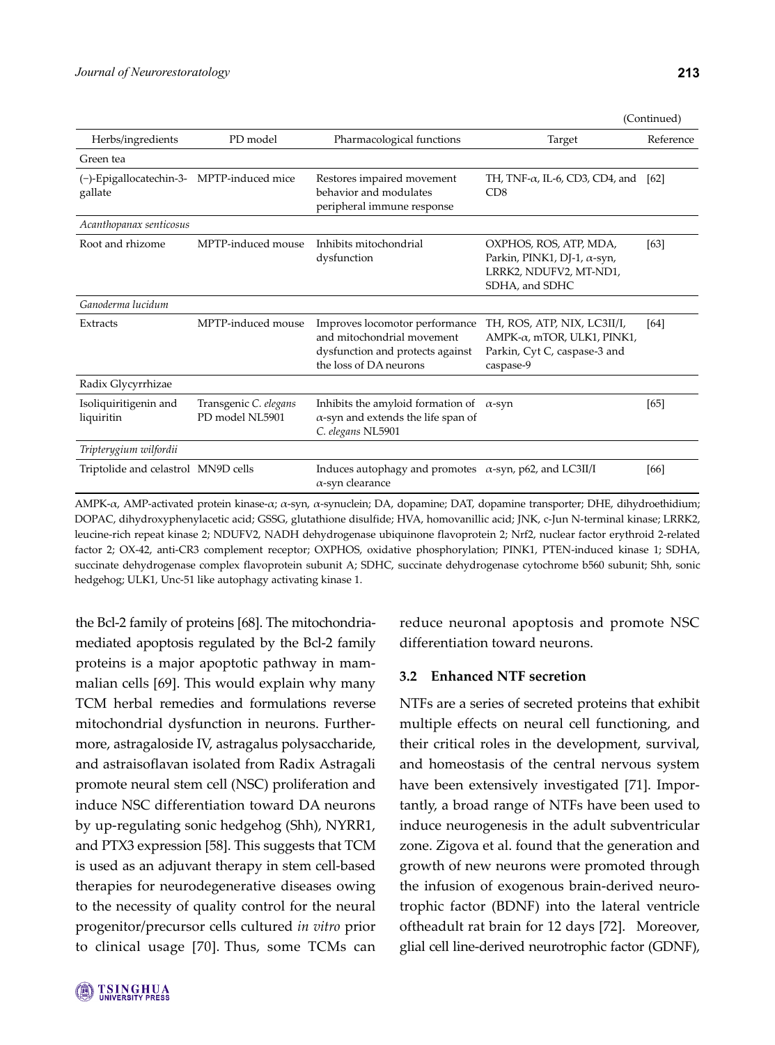(Continued)

| Herbs/ingredients | PD model | Pharmacological functions | Target | Reference |
|---|---|---|---|---|
| Green tea | | | | |
| (−)-Epigallocatechin-3-gallate | MPTP-induced mice | Restores impaired movement behavior and modulates peripheral immune response | TH, TNF-α, IL-6, CD3, CD4, and CD8 | [62] |
| *Acanthopanax senticosus* | | | | |
| Root and rhizome | MPTP-induced mouse | Inhibits mitochondrial dysfunction | OXPHOS, ROS, ATP, MDA, Parkin, PINK1, DJ-1, α-syn, LRRK2, NDUFV2, MT-ND1, SDHA, and SDHC | [63] |
| *Ganoderma lucidum* | | | | |
| Extracts | MPTP-induced mouse | Improves locomotor performance and mitochondrial movement dysfunction and protects against the loss of DA neurons | TH, ROS, ATP, NIX, LC3II/I, AMPK-α, mTOR, ULK1, PINK1, Parkin, Cyt C, caspase-3 and caspase-9 | [64] |
| Radix Glycyrrhizae | | | | |
| Isoliquiritigenin and liquiritin | Transgenic *C. elegans* PD model NL5901 | Inhibits the amyloid formation of α-syn and extends the life span of *C. elegans* NL5901 | α-syn | [65] |
| *Tripterygium wilfordii* | | | | |
| Triptolide and celastrol | MN9D cells | Induces autophagy and promotes α-syn clearance | α-syn, p62, and LC3II/I | [66] |

AMPK-α, AMP-activated protein kinase-α; α-syn, α-synuclein; DA, dopamine; DAT, dopamine transporter; DHE, dihydroethidium; DOPAC, dihydroxyphenylacetic acid; GSSG, glutathione disulfide; HVA, homovanillic acid; JNK, c-Jun N-terminal kinase; LRRK2, leucine-rich repeat kinase 2; NDUFV2, NADH dehydrogenase ubiquinone flavoprotein 2; Nrf2, nuclear factor erythroid 2-related factor 2; OX-42, anti-CR3 complement receptor; OXPHOS, oxidative phosphorylation; PINK1, PTEN-induced kinase 1; SDHA, succinate dehydrogenase complex flavoprotein subunit A; SDHC, succinate dehydrogenase cytochrome b560 subunit; Shh, sonic hedgehog; ULK1, Unc-51 like autophagy activating kinase 1.

the Bcl-2 family of proteins [68]. The mitochondria-mediated apoptosis regulated by the Bcl-2 family proteins is a major apoptotic pathway in mammalian cells [69]. This would explain why many TCM herbal remedies and formulations reverse mitochondrial dysfunction in neurons. Furthermore, astragaloside IV, astragalus polysaccharide, and astraisoflavan isolated from Radix Astragali promote neural stem cell (NSC) proliferation and induce NSC differentiation toward DA neurons by up-regulating sonic hedgehog (Shh), NYRR1, and PTX3 expression [58]. This suggests that TCM is used as an adjuvant therapy in stem cell-based therapies for neurodegenerative diseases owing to the necessity of quality control for the neural progenitor/precursor cells cultured *in vitro* prior to clinical usage [70]. Thus, some TCMs can reduce neuronal apoptosis and promote NSC differentiation toward neurons.

### 3.2 Enhanced NTF secretion

NTFs are a series of secreted proteins that exhibit multiple effects on neural cell functioning, and their critical roles in the development, survival, and homeostasis of the central nervous system have been extensively investigated [71]. Importantly, a broad range of NTFs have been used to induce neurogenesis in the adult subventricular zone. Zigova et al. found that the generation and growth of new neurons were promoted through the infusion of exogenous brain-derived neurotrophic factor (BDNF) into the lateral ventricle oftheadult rat brain for 12 days [72]. Moreover, glial cell line-derived neurotrophic factor (GDNF),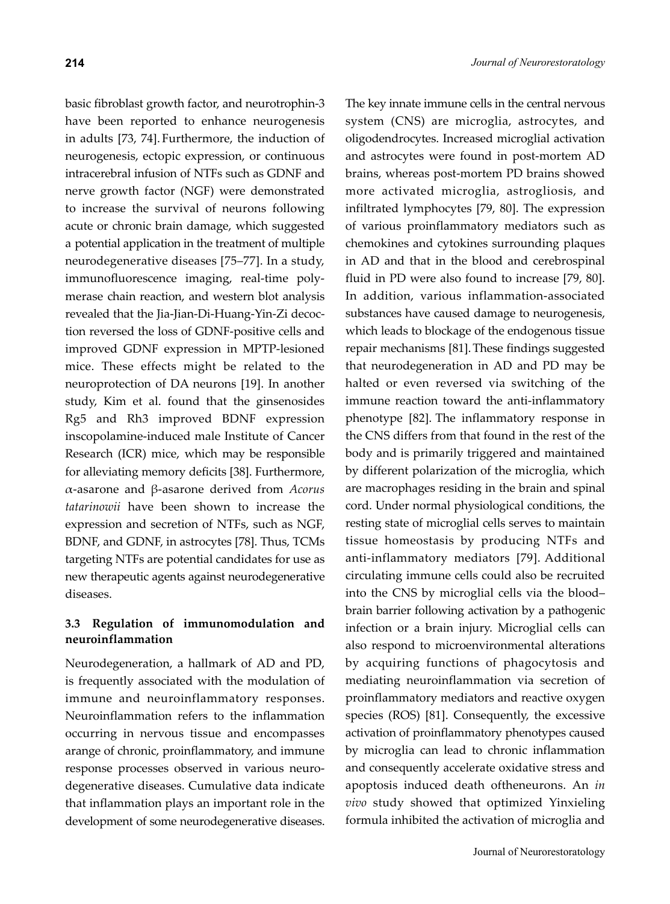basic fibroblast growth factor, and neurotrophin-3 have been reported to enhance neurogenesis in adults [73, 74]. Furthermore, the induction of neurogenesis, ectopic expression, or continuous intracerebral infusion of NTFs such as GDNF and nerve growth factor (NGF) were demonstrated to increase the survival of neurons following acute or chronic brain damage, which suggested a potential application in the treatment of multiple neurodegenerative diseases [75–77]. In a study, immunofluorescence imaging, real-time polymerase chain reaction, and western blot analysis revealed that the Jia-Jian-Di-Huang-Yin-Zi decoction reversed the loss of GDNF-positive cells and improved GDNF expression in MPTP-lesioned mice. These effects might be related to the neuroprotection of DA neurons [19]. In another study, Kim et al. found that the ginsenosides Rg5 and Rh3 improved BDNF expression inscopolamine-induced male Institute of Cancer Research (ICR) mice, which may be responsible for alleviating memory deficits [38]. Furthermore, α-asarone and β-asarone derived from *Acorus tatarinowii* have been shown to increase the expression and secretion of NTFs, such as NGF, BDNF, and GDNF, in astrocytes [78]. Thus, TCMs targeting NTFs are potential candidates for use as new therapeutic agents against neurodegenerative diseases.

### 3.3 Regulation of immunomodulation and neuroinflammation

Neurodegeneration, a hallmark of AD and PD, is frequently associated with the modulation of immune and neuroinflammatory responses. Neuroinflammation refers to the inflammation occurring in nervous tissue and encompasses arange of chronic, proinflammatory, and immune response processes observed in various neurodegenerative diseases. Cumulative data indicate that inflammation plays an important role in the development of some neurodegenerative diseases. The key innate immune cells in the central nervous system (CNS) are microglia, astrocytes, and oligodendrocytes. Increased microglial activation and astrocytes were found in post-mortem AD brains, whereas post-mortem PD brains showed more activated microglia, astrogliosis, and infiltrated lymphocytes [79, 80]. The expression of various proinflammatory mediators such as chemokines and cytokines surrounding plaques in AD and that in the blood and cerebrospinal fluid in PD were also found to increase [79, 80]. In addition, various inflammation-associated substances have caused damage to neurogenesis, which leads to blockage of the endogenous tissue repair mechanisms [81]. These findings suggested that neurodegeneration in AD and PD may be halted or even reversed via switching of the immune reaction toward the anti-inflammatory phenotype [82]. The inflammatory response in the CNS differs from that found in the rest of the body and is primarily triggered and maintained by different polarization of the microglia, which are macrophages residing in the brain and spinal cord. Under normal physiological conditions, the resting state of microglial cells serves to maintain tissue homeostasis by producing NTFs and anti-inflammatory mediators [79]. Additional circulating immune cells could also be recruited into the CNS by microglial cells via the blood–brain barrier following activation by a pathogenic infection or a brain injury. Microglial cells can also respond to microenvironmental alterations by acquiring functions of phagocytosis and mediating neuroinflammation via secretion of proinflammatory mediators and reactive oxygen species (ROS) [81]. Consequently, the excessive activation of proinflammatory phenotypes caused by microglia can lead to chronic inflammation and consequently accelerate oxidative stress and apoptosis induced death oftheneurons. An *in vivo* study showed that optimized Yinxieling formula inhibited the activation of microglia and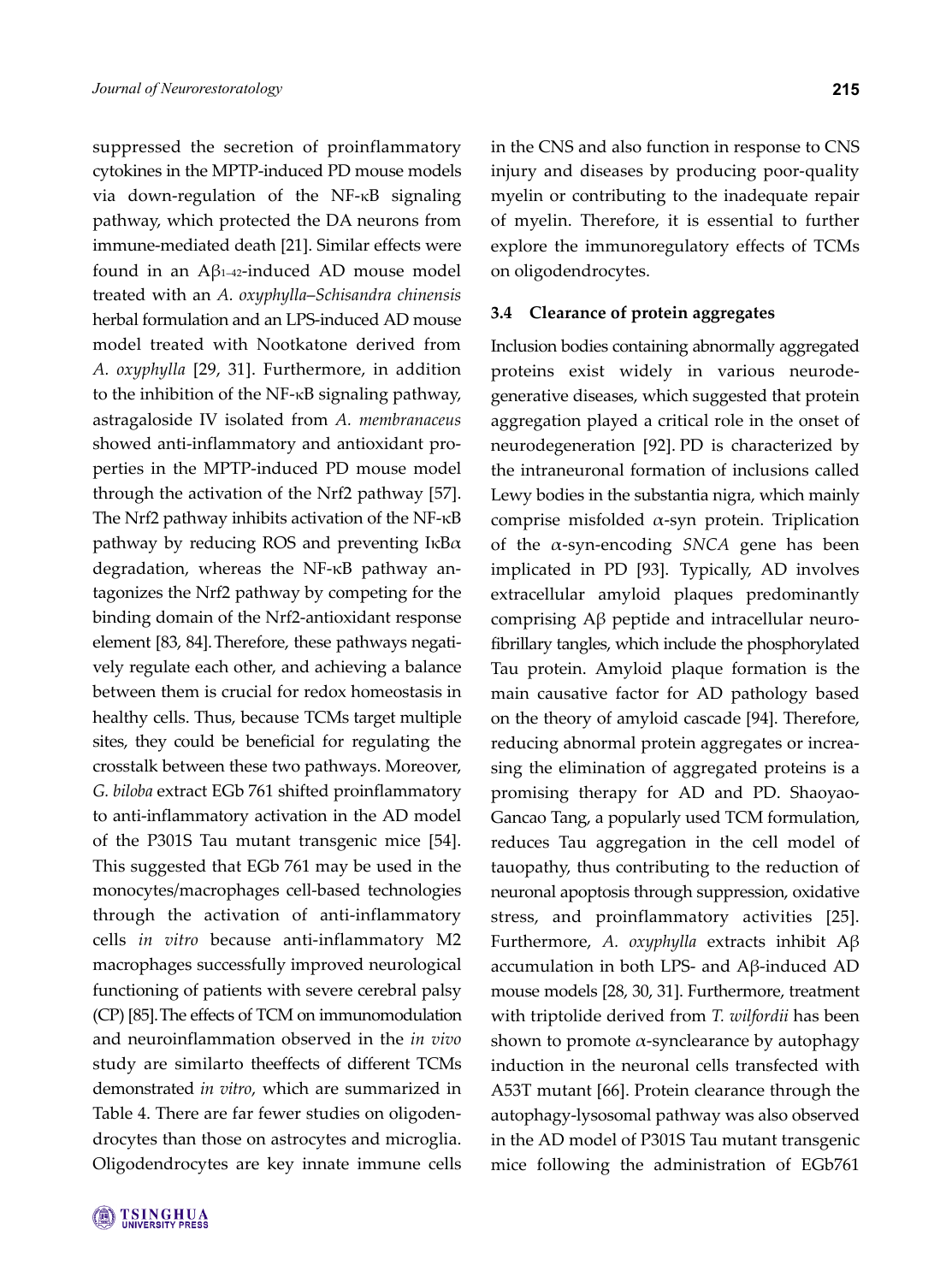suppressed the secretion of proinflammatory cytokines in the MPTP-induced PD mouse models via down-regulation of the NF-κB signaling pathway, which protected the DA neurons from immune-mediated death [21]. Similar effects were found in an $A\beta_{1-42}$-induced AD mouse model treated with an *A. oxyphylla*–*Schisandra chinensis* herbal formulation and an LPS-induced AD mouse model treated with Nootkatone derived from *A. oxyphylla* [29, 31]. Furthermore, in addition to the inhibition of the NF-κB signaling pathway, astragaloside IV isolated from *A. membranaceus* showed anti-inflammatory and antioxidant properties in the MPTP-induced PD mouse model through the activation of the Nrf2 pathway [57]. The Nrf2 pathway inhibits activation of the NF-κB pathway by reducing ROS and preventing IκBα degradation, whereas the NF-κB pathway antagonizes the Nrf2 pathway by competing for the binding domain of the Nrf2-antioxidant response element [83, 84]. Therefore, these pathways negatively regulate each other, and achieving a balance between them is crucial for redox homeostasis in healthy cells. Thus, because TCMs target multiple sites, they could be beneficial for regulating the crosstalk between these two pathways. Moreover, *G. biloba* extract EGb 761 shifted proinflammatory to anti-inflammatory activation in the AD model of the P301S Tau mutant transgenic mice [54]. This suggested that EGb 761 may be used in the monocytes/macrophages cell-based technologies through the activation of anti-inflammatory cells *in vitro* because anti-inflammatory M2 macrophages successfully improved neurological functioning of patients with severe cerebral palsy (CP) [85]. The effects of TCM on immunomodulation and neuroinflammation observed in the *in vivo* study are similarto theeffects of different TCMs demonstrated *in vitro*, which are summarized in Table 4. There are far fewer studies on oligodendrocytes than those on astrocytes and microglia. Oligodendrocytes are key innate immune cells in the CNS and also function in response to CNS injury and diseases by producing poor-quality myelin or contributing to the inadequate repair of myelin. Therefore, it is essential to further explore the immunoregulatory effects of TCMs on oligodendrocytes.

### 3.4 Clearance of protein aggregates

Inclusion bodies containing abnormally aggregated proteins exist widely in various neurodegenerative diseases, which suggested that protein aggregation played a critical role in the onset of neurodegeneration [92]. PD is characterized by the intraneuronal formation of inclusions called Lewy bodies in the substantia nigra, which mainly comprise misfolded α-syn protein. Triplication of the α-syn-encoding *SNCA* gene has been implicated in PD [93]. Typically, AD involves extracellular amyloid plaques predominantly comprising Aβ peptide and intracellular neurofibrillary tangles, which include the phosphorylated Tau protein. Amyloid plaque formation is the main causative factor for AD pathology based on the theory of amyloid cascade [94]. Therefore, reducing abnormal protein aggregates or increasing the elimination of aggregated proteins is a promising therapy for AD and PD. Shaoyao-Gancao Tang, a popularly used TCM formulation, reduces Tau aggregation in the cell model of tauopathy, thus contributing to the reduction of neuronal apoptosis through suppression, oxidative stress, and proinflammatory activities [25]. Furthermore, *A. oxyphylla* extracts inhibit Aβ accumulation in both LPS- and Aβ-induced AD mouse models [28, 30, 31]. Furthermore, treatment with triptolide derived from *T. wilfordii* has been shown to promote α-synclearance by autophagy induction in the neuronal cells transfected with A53T mutant [66]. Protein clearance through the autophagy-lysosomal pathway was also observed in the AD model of P301S Tau mutant transgenic mice following the administration of EGb761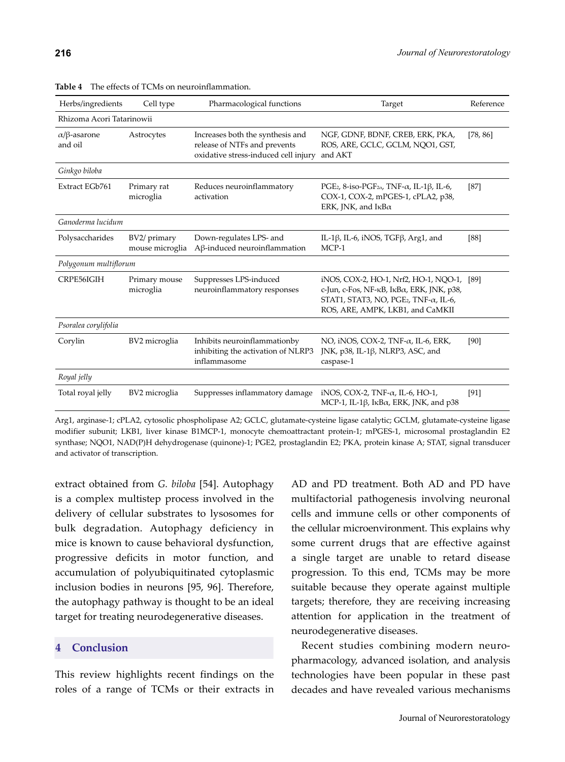**Table 4** The effects of TCMs on neuroinflammation.

| Herbs/ingredients | Cell type | Pharmacological functions | Target | Reference |
|---|---|---|---|---|
| Rhizoma Acori Tatarinowii | | | | |
| α/β-asarone and oil | Astrocytes | Increases both the synthesis and release of NTFs and prevents oxidative stress-induced cell injury | NGF, GDNF, BDNF, CREB, ERK, PKA, ROS, ARE, GCLC, GCLM, NQO1, GST, and AKT | [78, 86] |
| *Ginkgo biloba* | | | | |
| Extract EGb761 | Primary rat microglia | Reduces neuroinflammatory activation | $PGE_2$, 8-iso-$PGF_{2\alpha}$, TNF-α, IL-1β, IL-6, COX-1, COX-2, mPGES-1, cPLA2, p38, ERK, JNK, and IκBα | [87] |
| *Ganoderma lucidum* | | | | |
| Polysaccharides | BV2/ primary mouse microglia | Down-regulates LPS- and Aβ-induced neuroinflammation | IL-1β, IL-6, iNOS, TGFβ, Arg1, and MCP-1 | [88] |
| *Polygonum multiflorum* | | | | |
| CRPE56IGIH | Primary mouse microglia | Suppresses LPS-induced neuroinflammatory responses | iNOS, COX-2, HO-1, Nrf2, HO-1, NQO-1, c-Jun, c-Fos, NF-κB, IκBα, ERK, JNK, p38, STAT1, STAT3, NO, $PGE_2$, TNF-α, IL-6, ROS, ARE, AMPK, LKB1, and CaMKII | [89] |
| *Psoralea corylifolia* | | | | |
| Corylin | BV2 microglia | Inhibits neuroinflammationby inhibiting the activation of NLRP3 inflammasome | NO, iNOS, COX-2, TNF-α, IL-6, ERK, JNK, p38, IL-1β, NLRP3, ASC, and caspase-1 | [90] |
| *Royal jelly* | | | | |
| Total royal jelly | BV2 microglia | Suppresses inflammatory damage | iNOS, COX-2, TNF-α, IL-6, HO-1, MCP-1, IL-1β, IκBα, ERK, JNK, and p38 | [91] |

Arg1, arginase-1; cPLA2, cytosolic phospholipase A2; GCLC, glutamate-cysteine ligase catalytic; GCLM, glutamate-cysteine ligase modifier subunit; LKB1, liver kinase B1MCP-1, monocyte chemoattractant protein-1; mPGES-1, microsomal prostaglandin E2 synthase; NQO1, NAD(P)H dehydrogenase (quinone)-1; PGE2, prostaglandin E2; PKA, protein kinase A; STAT, signal transducer and activator of transcription.

extract obtained from *G. biloba* [54]. Autophagy is a complex multistep process involved in the delivery of cellular substrates to lysosomes for bulk degradation. Autophagy deficiency in mice is known to cause behavioral dysfunction, progressive deficits in motor function, and accumulation of polyubiquitinated cytoplasmic inclusion bodies in neurons [95, 96]. Therefore, the autophagy pathway is thought to be an ideal target for treating neurodegenerative diseases.

## 4 Conclusion

This review highlights recent findings on the roles of a range of TCMs or their extracts in AD and PD treatment. Both AD and PD have multifactorial pathogenesis involving neuronal cells and immune cells or other components of the cellular microenvironment. This explains why some current drugs that are effective against a single target are unable to retard disease progression. To this end, TCMs may be more suitable because they operate against multiple targets; therefore, they are receiving increasing attention for application in the treatment of neurodegenerative diseases.

Recent studies combining modern neuropharmacology, advanced isolation, and analysis technologies have been popular in these past decades and have revealed various mechanisms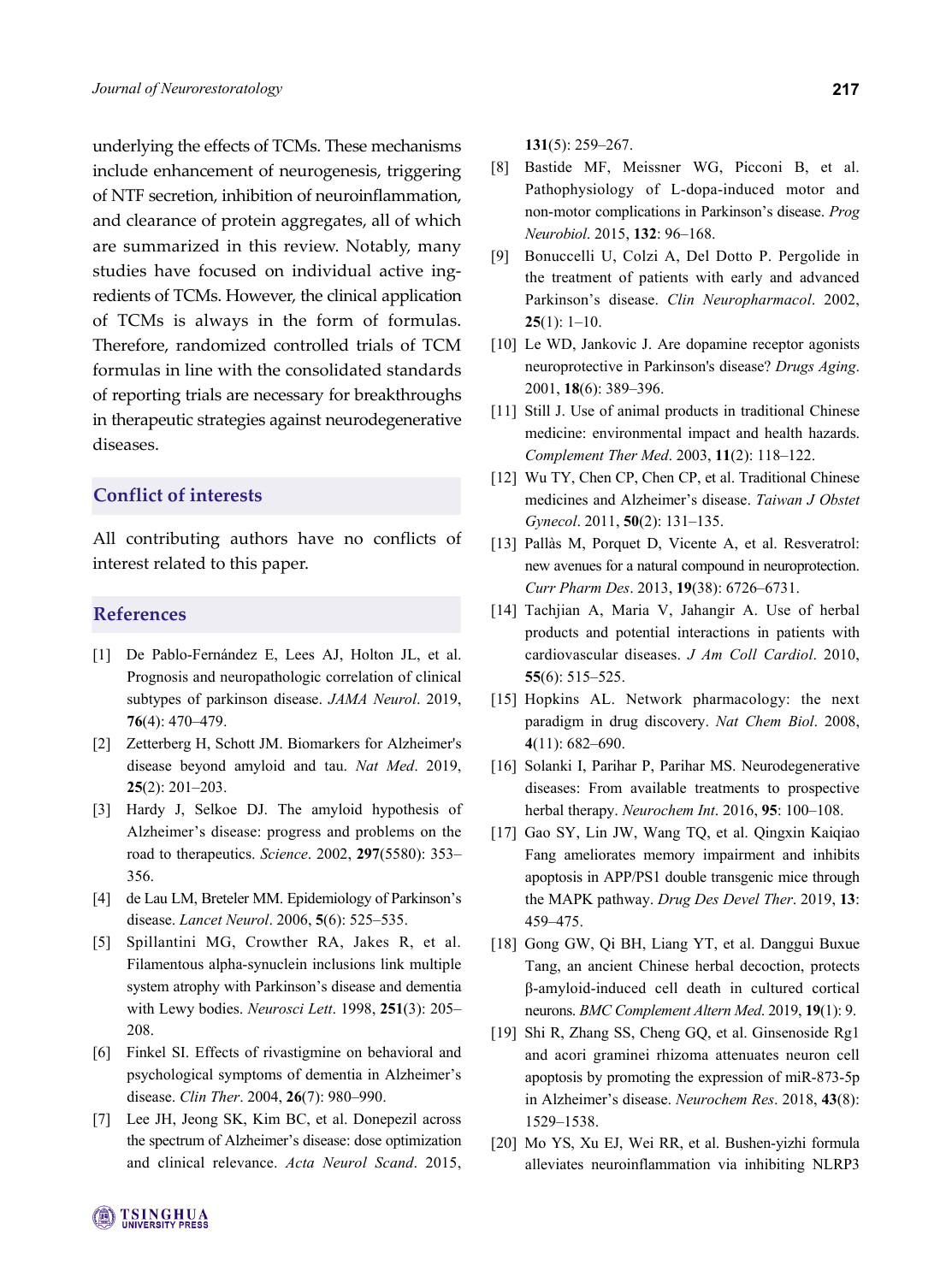underlying the effects of TCMs. These mechanisms include enhancement of neurogenesis, triggering of NTF secretion, inhibition of neuroinflammation, and clearance of protein aggregates, all of which are summarized in this review. Notably, many studies have focused on individual active ingredients of TCMs. However, the clinical application of TCMs is always in the form of formulas. Therefore, randomized controlled trials of TCM formulas in line with the consolidated standards of reporting trials are necessary for breakthroughs in therapeutic strategies against neurodegenerative diseases.

## Conflict of interests

All contributing authors have no conflicts of interest related to this paper.

## References

[1] De Pablo-Fernández E, Lees AJ, Holton JL, et al. Prognosis and neuropathologic correlation of clinical subtypes of parkinson disease. *JAMA Neurol*. 2019, **76**(4): 470–479.

[2] Zetterberg H, Schott JM. Biomarkers for Alzheimer's disease beyond amyloid and tau. *Nat Med*. 2019, **25**(2): 201–203.

[3] Hardy J, Selkoe DJ. The amyloid hypothesis of Alzheimer's disease: progress and problems on the road to therapeutics. *Science*. 2002, **297**(5580): 353–356.

[4] de Lau LM, Breteler MM. Epidemiology of Parkinson's disease. *Lancet Neurol*. 2006, **5**(6): 525–535.

[5] Spillantini MG, Crowther RA, Jakes R, et al. Filamentous alpha-synuclein inclusions link multiple system atrophy with Parkinson's disease and dementia with Lewy bodies. *Neurosci Lett*. 1998, **251**(3): 205–208.

[6] Finkel SI. Effects of rivastigmine on behavioral and psychological symptoms of dementia in Alzheimer's disease. *Clin Ther*. 2004, **26**(7): 980–990.

[7] Lee JH, Jeong SK, Kim BC, et al. Donepezil across the spectrum of Alzheimer's disease: dose optimization and clinical relevance. *Acta Neurol Scand*. 2015, **131**(5): 259–267.

[8] Bastide MF, Meissner WG, Picconi B, et al. Pathophysiology of L-dopa-induced motor and non-motor complications in Parkinson's disease. *Prog Neurobiol*. 2015, **132**: 96–168.

[9] Bonuccelli U, Colzi A, Del Dotto P. Pergolide in the treatment of patients with early and advanced Parkinson's disease. *Clin Neuropharmacol*. 2002, **25**(1): 1–10.

[10] Le WD, Jankovic J. Are dopamine receptor agonists neuroprotective in Parkinson's disease? *Drugs Aging*. 2001, **18**(6): 389–396.

[11] Still J. Use of animal products in traditional Chinese medicine: environmental impact and health hazards. *Complement Ther Med*. 2003, **11**(2): 118–122.

[12] Wu TY, Chen CP, Chen CP, et al. Traditional Chinese medicines and Alzheimer's disease. *Taiwan J Obstet Gynecol*. 2011, **50**(2): 131–135.

[13] Pallàs M, Porquet D, Vicente A, et al. Resveratrol: new avenues for a natural compound in neuroprotection. *Curr Pharm Des*. 2013, **19**(38): 6726–6731.

[14] Tachjian A, Maria V, Jahangir A. Use of herbal products and potential interactions in patients with cardiovascular diseases. *J Am Coll Cardiol*. 2010, **55**(6): 515–525.

[15] Hopkins AL. Network pharmacology: the next paradigm in drug discovery. *Nat Chem Biol*. 2008, **4**(11): 682–690.

[16] Solanki I, Parihar P, Parihar MS. Neurodegenerative diseases: From available treatments to prospective herbal therapy. *Neurochem Int*. 2016, **95**: 100–108.

[17] Gao SY, Lin JW, Wang TQ, et al. Qingxin Kaiqiao Fang ameliorates memory impairment and inhibits apoptosis in APP/PS1 double transgenic mice through the MAPK pathway. *Drug Des Devel Ther*. 2019, **13**: 459–475.

[18] Gong GW, Qi BH, Liang YT, et al. Danggui Buxue Tang, an ancient Chinese herbal decoction, protects β-amyloid-induced cell death in cultured cortical neurons. *BMC Complement Altern Med*. 2019, **19**(1): 9.

[19] Shi R, Zhang SS, Cheng GQ, et al. Ginsenoside Rg1 and acori graminei rhizoma attenuates neuron cell apoptosis by promoting the expression of miR-873-5p in Alzheimer's disease. *Neurochem Res*. 2018, **43**(8): 1529–1538.

[20] Mo YS, Xu EJ, Wei RR, et al. Bushen-yizhi formula alleviates neuroinflammation via inhibiting NLRP3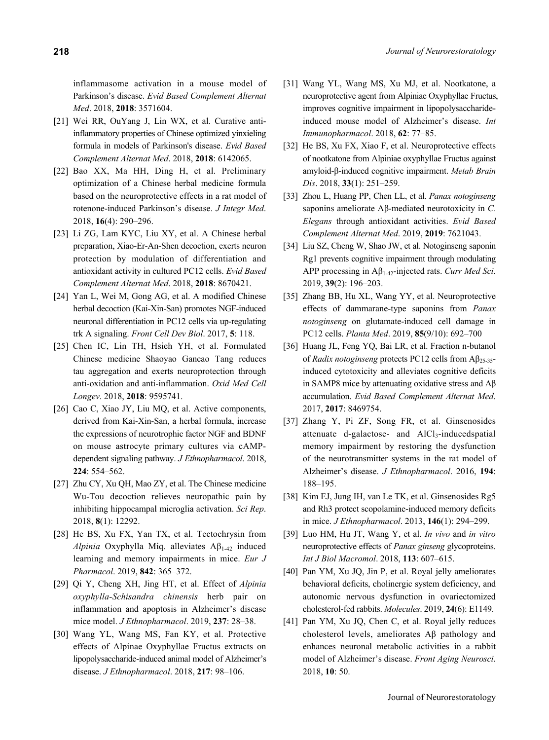inflammasome activation in a mouse model of Parkinson's disease. *Evid Based Complement Alternat Med*. 2018, **2018**: 3571604.

[21] Wei RR, OuYang J, Lin WX, et al. Curative anti-inflammatory properties of Chinese optimized yinxieling formula in models of Parkinson's disease. *Evid Based Complement Alternat Med*. 2018, **2018**: 6142065.

[22] Bao XX, Ma HH, Ding H, et al. Preliminary optimization of a Chinese herbal medicine formula based on the neuroprotective effects in a rat model of rotenone-induced Parkinson's disease. *J Integr Med*. 2018, **16**(4): 290–296.

[23] Li ZG, Lam KYC, Liu XY, et al. A Chinese herbal preparation, Xiao-Er-An-Shen decoction, exerts neuron protection by modulation of differentiation and antioxidant activity in cultured PC12 cells. *Evid Based Complement Alternat Med*. 2018, **2018**: 8670421.

[24] Yan L, Wei M, Gong AG, et al. A modified Chinese herbal decoction (Kai-Xin-San) promotes NGF-induced neuronal differentiation in PC12 cells via up-regulating trk A signaling. *Front Cell Dev Biol*. 2017, **5**: 118.

[25] Chen IC, Lin TH, Hsieh YH, et al. Formulated Chinese medicine Shaoyao Gancao Tang reduces tau aggregation and exerts neuroprotection through anti-oxidation and anti-inflammation. *Oxid Med Cell Longev*. 2018, **2018**: 9595741.

[26] Cao C, Xiao JY, Liu MQ, et al. Active components, derived from Kai-Xin-San, a herbal formula, increase the expressions of neurotrophic factor NGF and BDNF on mouse astrocyte primary cultures via cAMP-dependent signaling pathway. *J Ethnopharmacol*. 2018, **224**: 554–562.

[27] Zhu CY, Xu QH, Mao ZY, et al. The Chinese medicine Wu-Tou decoction relieves neuropathic pain by inhibiting hippocampal microglia activation. *Sci Rep*. 2018, **8**(1): 12292.

[28] He BS, Xu FX, Yan TX, et al. Tectochrysin from *Alpinia* Oxyphylla Miq. alleviates $A\beta_{1\text{-}42}$ induced learning and memory impairments in mice. *Eur J Pharmacol*. 2019, **842**: 365–372.

[29] Qi Y, Cheng XH, Jing HT, et al. Effect of *Alpinia oxyphylla*-*Schisandra chinensis* herb pair on inflammation and apoptosis in Alzheimer's disease mice model. *J Ethnopharmacol*. 2019, **237**: 28–38.

[30] Wang YL, Wang MS, Fan KY, et al. Protective effects of Alpinae Oxyphyllae Fructus extracts on lipopolysaccharide-induced animal model of Alzheimer's disease. *J Ethnopharmacol*. 2018, **217**: 98–106.

[31] Wang YL, Wang MS, Xu MJ, et al. Nootkatone, a neuroprotective agent from Alpiniae Oxyphyllae Fructus, improves cognitive impairment in lipopolysaccharide-induced mouse model of Alzheimer's disease. *Int Immunopharmacol*. 2018, **62**: 77–85.

[32] He BS, Xu FX, Xiao F, et al. Neuroprotective effects of nootkatone from Alpiniae oxyphyllae Fructus against amyloid-β-induced cognitive impairment. *Metab Brain Dis*. 2018, **33**(1): 251–259.

[33] Zhou L, Huang PP, Chen LL, et al. *Panax notoginseng* saponins ameliorate Aβ-mediated neurotoxicity in *C. Elegans* through antioxidant activities. *Evid Based Complement Alternat Med*. 2019, **2019**: 7621043.

[34] Liu SZ, Cheng W, Shao JW, et al. Notoginseng saponin Rg1 prevents cognitive impairment through modulating APP processing in $A\beta_{1\text{-}42}$-injected rats. *Curr Med Sci*. 2019, **39**(2): 196–203.

[35] Zhang BB, Hu XL, Wang YY, et al. Neuroprotective effects of dammarane-type saponins from *Panax notoginseng* on glutamate-induced cell damage in PC12 cells. *Planta Med*. 2019, **85**(9/10): 692–700

[36] Huang JL, Feng YQ, Bai LR, et al. Fraction n-butanol of *Radix notoginseng* protects PC12 cells from $A\beta_{25\text{-}35}$-induced cytotoxicity and alleviates cognitive deficits in SAMP8 mice by attenuating oxidative stress and Aβ accumulation. *Evid Based Complement Alternat Med*. 2017, **2017**: 8469754.

[37] Zhang Y, Pi ZF, Song FR, et al. Ginsenosides attenuate d-galactose- and $AlCl_3$-inducedspatial memory impairment by restoring the dysfunction of the neurotransmitter systems in the rat model of Alzheimer's disease. *J Ethnopharmacol*. 2016, **194**: 188–195.

[38] Kim EJ, Jung IH, van Le TK, et al. Ginsenosides Rg5 and Rh3 protect scopolamine-induced memory deficits in mice. *J Ethnopharmacol*. 2013, **146**(1): 294–299.

[39] Luo HM, Hu JT, Wang Y, et al. *In vivo* and *in vitro* neuroprotective effects of *Panax ginseng* glycoproteins. *Int J Biol Macromol*. 2018, **113**: 607–615.

[40] Pan YM, Xu JQ, Jin P, et al. Royal jelly ameliorates behavioral deficits, cholinergic system deficiency, and autonomic nervous dysfunction in ovariectomized cholesterol-fed rabbits. *Molecules*. 2019, **24**(6): E1149.

[41] Pan YM, Xu JQ, Chen C, et al. Royal jelly reduces cholesterol levels, ameliorates Aβ pathology and enhances neuronal metabolic activities in a rabbit model of Alzheimer's disease. *Front Aging Neurosci*. 2018, **10**: 50.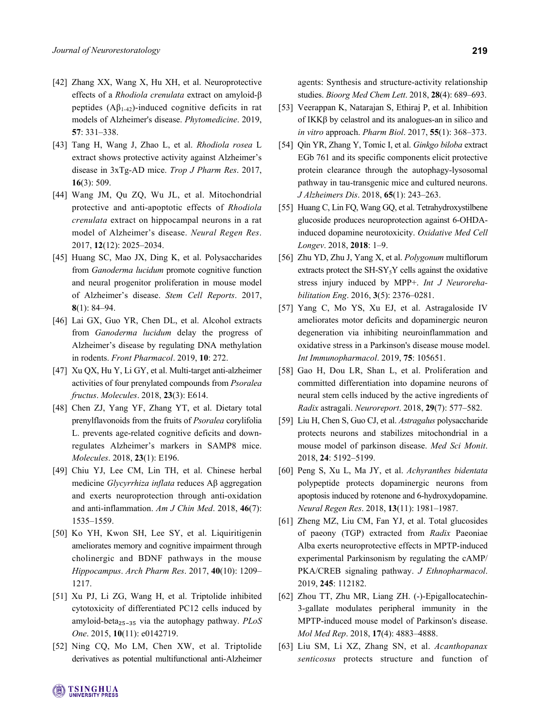[42] Zhang XX, Wang X, Hu XH, et al. Neuroprotective effects of a *Rhodiola crenulata* extract on amyloid-β peptides ($A\beta_{1-42}$)-induced cognitive deficits in rat models of Alzheimer's disease. *Phytomedicine*. 2019, **57**: 331–338.

[43] Tang H, Wang J, Zhao L, et al. *Rhodiola rosea* L extract shows protective activity against Alzheimer's disease in 3xTg-AD mice. *Trop J Pharm Res*. 2017, **16**(3): 509.

[44] Wang JM, Qu ZQ, Wu JL, et al. Mitochondrial protective and anti-apoptotic effects of *Rhodiola crenulata* extract on hippocampal neurons in a rat model of Alzheimer's disease. *Neural Regen Res*. 2017, **12**(12): 2025–2034.

[45] Huang SC, Mao JX, Ding K, et al. Polysaccharides from *Ganoderma lucidum* promote cognitive function and neural progenitor proliferation in mouse model of Alzheimer's disease. *Stem Cell Reports*. 2017, **8**(1): 84–94.

[46] Lai GX, Guo YR, Chen DL, et al. Alcohol extracts from *Ganoderma lucidum* delay the progress of Alzheimer's disease by regulating DNA methylation in rodents. *Front Pharmacol*. 2019, **10**: 272.

[47] Xu QX, Hu Y, Li GY, et al. Multi-target anti-alzheimer activities of four prenylated compounds from *Psoralea fructus*. *Molecules*. 2018, **23**(3): E614.

[48] Chen ZJ, Yang YF, Zhang YT, et al. Dietary total prenylflavonoids from the fruits of *Psoralea* corylifolia L. prevents age-related cognitive deficits and down-regulates Alzheimer's markers in SAMP8 mice. *Molecules*. 2018, **23**(1): E196.

[49] Chiu YJ, Lee CM, Lin TH, et al. Chinese herbal medicine *Glycyrrhiza inflata* reduces Aβ aggregation and exerts neuroprotection through anti-oxidation and anti-inflammation. *Am J Chin Med*. 2018, **46**(7): 1535–1559.

[50] Ko YH, Kwon SH, Lee SY, et al. Liquiritigenin ameliorates memory and cognitive impairment through cholinergic and BDNF pathways in the mouse *Hippocampus*. *Arch Pharm Res*. 2017, **40**(10): 1209–1217.

[51] Xu PJ, Li ZG, Wang H, et al. Triptolide inhibited cytotoxicity of differentiated PC12 cells induced by amyloid-$\text{beta}_{25-35}$ via the autophagy pathway. *PLoS One*. 2015, **10**(11): e0142719.

[52] Ning CQ, Mo LM, Chen XW, et al. Triptolide derivatives as potential multifunctional anti-Alzheimer agents: Synthesis and structure-activity relationship studies. *Bioorg Med Chem Lett*. 2018, **28**(4): 689–693.

[53] Veerappan K, Natarajan S, Ethiraj P, et al. Inhibition of IKKβ by celastrol and its analogues-an in silico and *in vitro* approach. *Pharm Biol*. 2017, **55**(1): 368–373.

[54] Qin YR, Zhang Y, Tomic I, et al. *Ginkgo biloba* extract EGb 761 and its specific components elicit protective protein clearance through the autophagy-lysosomal pathway in tau-transgenic mice and cultured neurons. *J Alzheimers Dis*. 2018, **65**(1): 243–263.

[55] Huang C, Lin FQ, Wang GQ, et al. Tetrahydroxystilbene glucoside produces neuroprotection against 6-OHDA-induced dopamine neurotoxicity. *Oxidative Med Cell Longev*. 2018, **2018**: 1–9.

[56] Zhu YD, Zhu J, Yang X, et al. *Polygonum* multiflorum extracts protect the $SH\text{-}SY_5Y$ cells against the oxidative stress injury induced by MPP+. *Int J Neurorehabilitation Eng*. 2016, **3**(5): 2376–0281.

[57] Yang C, Mo YS, Xu EJ, et al. Astragaloside IV ameliorates motor deficits and dopaminergic neuron degeneration via inhibiting neuroinflammation and oxidative stress in a Parkinson's disease mouse model. *Int Immunopharmacol*. 2019, **75**: 105651.

[58] Gao H, Dou LR, Shan L, et al. Proliferation and committed differentiation into dopamine neurons of neural stem cells induced by the active ingredients of *Radix* astragali. *Neuroreport*. 2018, **29**(7): 577–582.

[59] Liu H, Chen S, Guo CJ, et al. *Astragalus* polysaccharide protects neurons and stabilizes mitochondrial in a mouse model of parkinson disease. *Med Sci Monit*. 2018, **24**: 5192–5199.

[60] Peng S, Xu L, Ma JY, et al. *Achyranthes bidentata* polypeptide protects dopaminergic neurons from apoptosis induced by rotenone and 6-hydroxydopamine. *Neural Regen Res*. 2018, **13**(11): 1981–1987.

[61] Zheng MZ, Liu CM, Fan YJ, et al. Total glucosides of paeony (TGP) extracted from *Radix* Paeoniae Alba exerts neuroprotective effects in MPTP-induced experimental Parkinsonism by regulating the cAMP/PKA/CREB signaling pathway. *J Ethnopharmacol*. 2019, **245**: 112182.

[62] Zhou TT, Zhu MR, Liang ZH. (-)-Epigallocatechin-3-gallate modulates peripheral immunity in the MPTP-induced mouse model of Parkinson's disease. *Mol Med Rep*. 2018, **17**(4): 4883–4888.

[63] Liu SM, Li XZ, Zhang SN, et al. *Acanthopanax senticosus* protects structure and function of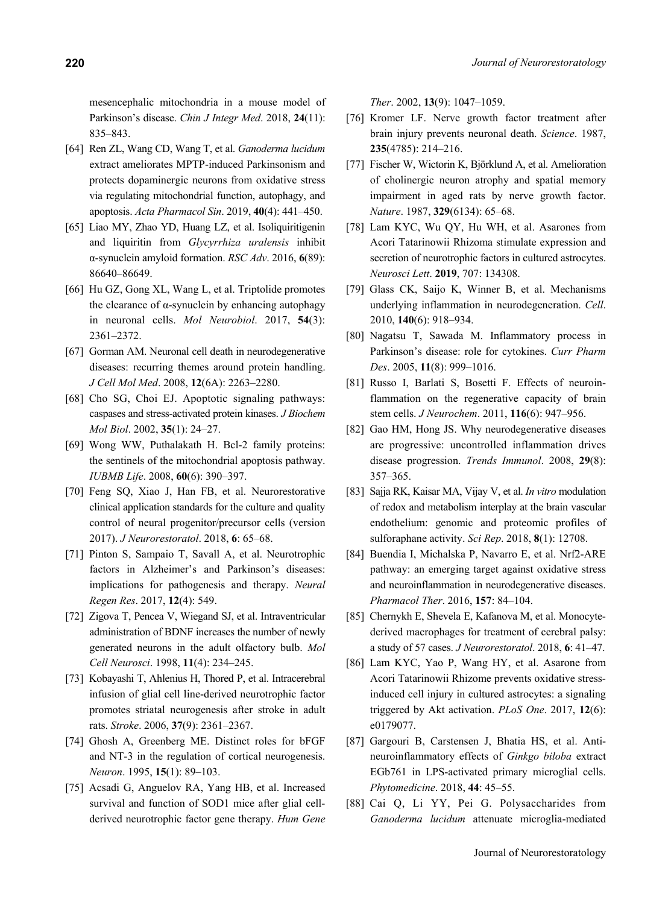mesencephalic mitochondria in a mouse model of Parkinson's disease. *Chin J Integr Med*. 2018, **24**(11): 835–843.

[64] Ren ZL, Wang CD, Wang T, et al. *Ganoderma lucidum* extract ameliorates MPTP-induced Parkinsonism and protects dopaminergic neurons from oxidative stress via regulating mitochondrial function, autophagy, and apoptosis. *Acta Pharmacol Sin*. 2019, **40**(4): 441–450.

[65] Liao MY, Zhao YD, Huang LZ, et al. Isoliquiritigenin and liquiritin from *Glycyrrhiza uralensis* inhibit α-synuclein amyloid formation. *RSC Adv*. 2016, **6**(89): 86640–86649.

[66] Hu GZ, Gong XL, Wang L, et al. Triptolide promotes the clearance of α-synuclein by enhancing autophagy in neuronal cells. *Mol Neurobiol*. 2017, **54**(3): 2361–2372.

[67] Gorman AM. Neuronal cell death in neurodegenerative diseases: recurring themes around protein handling. *J Cell Mol Med*. 2008, **12**(6A): 2263–2280.

[68] Cho SG, Choi EJ. Apoptotic signaling pathways: caspases and stress-activated protein kinases. *J Biochem Mol Biol*. 2002, **35**(1): 24–27.

[69] Wong WW, Puthalakath H. Bcl-2 family proteins: the sentinels of the mitochondrial apoptosis pathway. *IUBMB Life*. 2008, **60**(6): 390–397.

[70] Feng SQ, Xiao J, Han FB, et al. Neurorestorative clinical application standards for the culture and quality control of neural progenitor/precursor cells (version 2017). *J Neurorestoratol*. 2018, **6**: 65–68.

[71] Pinton S, Sampaio T, Savall A, et al. Neurotrophic factors in Alzheimer's and Parkinson's diseases: implications for pathogenesis and therapy. *Neural Regen Res*. 2017, **12**(4): 549.

[72] Zigova T, Pencea V, Wiegand SJ, et al. Intraventricular administration of BDNF increases the number of newly generated neurons in the adult olfactory bulb. *Mol Cell Neurosci*. 1998, **11**(4): 234–245.

[73] Kobayashi T, Ahlenius H, Thored P, et al. Intracerebral infusion of glial cell line-derived neurotrophic factor promotes striatal neurogenesis after stroke in adult rats. *Stroke*. 2006, **37**(9): 2361–2367.

[74] Ghosh A, Greenberg ME. Distinct roles for bFGF and NT-3 in the regulation of cortical neurogenesis. *Neuron*. 1995, **15**(1): 89–103.

[75] Acsadi G, Anguelov RA, Yang HB, et al. Increased survival and function of SOD1 mice after glial cell-derived neurotrophic factor gene therapy. *Hum Gene Ther*. 2002, **13**(9): 1047–1059.

[76] Kromer LF. Nerve growth factor treatment after brain injury prevents neuronal death. *Science*. 1987, **235**(4785): 214–216.

[77] Fischer W, Wictorin K, Björklund A, et al. Amelioration of cholinergic neuron atrophy and spatial memory impairment in aged rats by nerve growth factor. *Nature*. 1987, **329**(6134): 65–68.

[78] Lam KYC, Wu QY, Hu WH, et al. Asarones from Acori Tatarinowii Rhizoma stimulate expression and secretion of neurotrophic factors in cultured astrocytes. *Neurosci Lett*. **2019**, 707: 134308.

[79] Glass CK, Saijo K, Winner B, et al. Mechanisms underlying inflammation in neurodegeneration. *Cell*. 2010, **140**(6): 918–934.

[80] Nagatsu T, Sawada M. Inflammatory process in Parkinson's disease: role for cytokines. *Curr Pharm Des*. 2005, **11**(8): 999–1016.

[81] Russo I, Barlati S, Bosetti F. Effects of neuroinflammation on the regenerative capacity of brain stem cells. *J Neurochem*. 2011, **116**(6): 947–956.

[82] Gao HM, Hong JS. Why neurodegenerative diseases are progressive: uncontrolled inflammation drives disease progression. *Trends Immunol*. 2008, **29**(8): 357–365.

[83] Sajja RK, Kaisar MA, Vijay V, et al. *In vitro* modulation of redox and metabolism interplay at the brain vascular endothelium: genomic and proteomic profiles of sulforaphane activity. *Sci Rep*. 2018, **8**(1): 12708.

[84] Buendia I, Michalska P, Navarro E, et al. Nrf2-ARE pathway: an emerging target against oxidative stress and neuroinflammation in neurodegenerative diseases. *Pharmacol Ther*. 2016, **157**: 84–104.

[85] Chernykh E, Shevela E, Kafanova M, et al. Monocyte-derived macrophages for treatment of cerebral palsy: a study of 57 cases. *J Neurorestoratol*. 2018, **6**: 41–47.

[86] Lam KYC, Yao P, Wang HY, et al. Asarone from Acori Tatarinowii Rhizome prevents oxidative stress-induced cell injury in cultured astrocytes: a signaling triggered by Akt activation. *PLoS One*. 2017, **12**(6): e0179077.

[87] Gargouri B, Carstensen J, Bhatia HS, et al. Anti-neuroinflammatory effects of *Ginkgo biloba* extract EGb761 in LPS-activated primary microglial cells. *Phytomedicine*. 2018, **44**: 45–55.

[88] Cai Q, Li YY, Pei G. Polysaccharides from *Ganoderma lucidum* attenuate microglia-mediated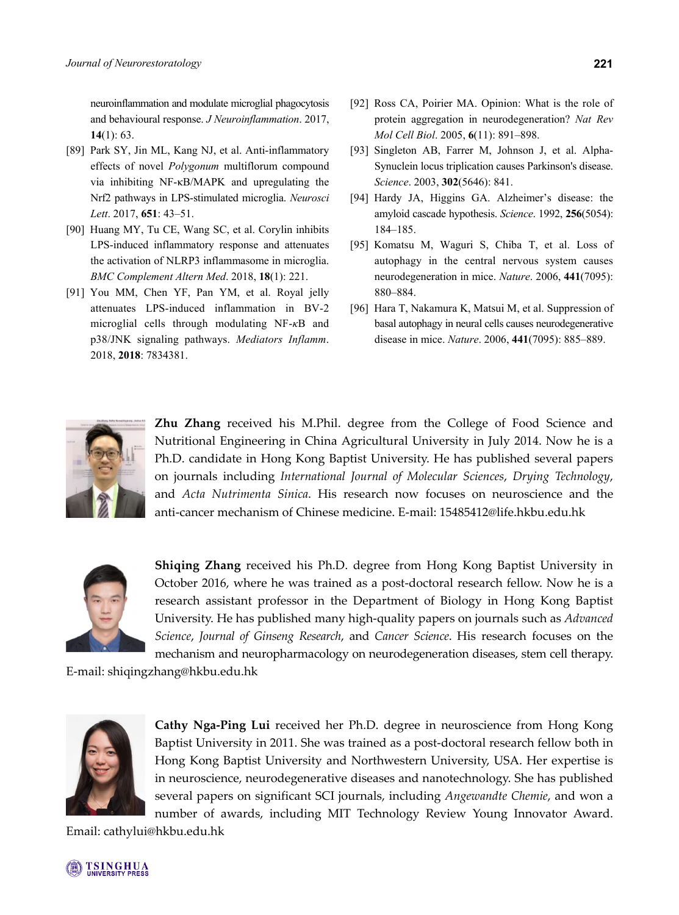neuroinflammation and modulate microglial phagocytosis and behavioural response. *J Neuroinflammation*. 2017, **14**(1): 63.

[89] Park SY, Jin ML, Kang NJ, et al. Anti-inflammatory effects of novel *Polygonum* multiflorum compound via inhibiting NF-κB/MAPK and upregulating the Nrf2 pathways in LPS-stimulated microglia. *Neurosci Lett*. 2017, **651**: 43–51.

[90] Huang MY, Tu CE, Wang SC, et al. Corylin inhibits LPS-induced inflammatory response and attenuates the activation of NLRP3 inflammasome in microglia. *BMC Complement Altern Med*. 2018, **18**(1): 221.

[91] You MM, Chen YF, Pan YM, et al. Royal jelly attenuates LPS-induced inflammation in BV-2 microglial cells through modulating NF-*κ*B and p38/JNK signaling pathways. *Mediators Inflamm*. 2018, **2018**: 7834381.

[92] Ross CA, Poirier MA. Opinion: What is the role of protein aggregation in neurodegeneration? *Nat Rev Mol Cell Biol*. 2005, **6**(11): 891–898.

[93] Singleton AB, Farrer M, Johnson J, et al. Alpha-Synuclein locus triplication causes Parkinson's disease. *Science*. 2003, **302**(5646): 841.

[94] Hardy JA, Higgins GA. Alzheimer's disease: the amyloid cascade hypothesis. *Science*. 1992, **256**(5054): 184–185.

[95] Komatsu M, Waguri S, Chiba T, et al. Loss of autophagy in the central nervous system causes neurodegeneration in mice. *Nature*. 2006, **441**(7095): 880–884.

[96] Hara T, Nakamura K, Matsui M, et al. Suppression of basal autophagy in neural cells causes neurodegenerative disease in mice. *Nature*. 2006, **441**(7095): 885–889.

**Zhu Zhang** received his M.Phil. degree from the College of Food Science and Nutritional Engineering in China Agricultural University in July 2014. Now he is a Ph.D. candidate in Hong Kong Baptist University. He has published several papers on journals including *International Journal of Molecular Sciences*, *Drying Technology*, and *Acta Nutrimenta Sinica*. His research now focuses on neuroscience and the anti-cancer mechanism of Chinese medicine. E-mail: 15485412@life.hkbu.edu.hk

**Shiqing Zhang** received his Ph.D. degree from Hong Kong Baptist University in October 2016, where he was trained as a post-doctoral research fellow. Now he is a research assistant professor in the Department of Biology in Hong Kong Baptist University. He has published many high-quality papers on journals such as *Advanced Science*, *Journal of Ginseng Research*, and *Cancer Science*. His research focuses on the mechanism and neuropharmacology on neurodegeneration diseases, stem cell therapy. E-mail: shiqingzhang@hkbu.edu.hk

**Cathy Nga-Ping Lui** received her Ph.D. degree in neuroscience from Hong Kong Baptist University in 2011. She was trained as a post-doctoral research fellow both in Hong Kong Baptist University and Northwestern University, USA. Her expertise is in neuroscience, neurodegenerative diseases and nanotechnology. She has published several papers on significant SCI journals, including *Angewandte Chemie*, and won a number of awards, including MIT Technology Review Young Innovator Award. Email: cathylui@hkbu.edu.hk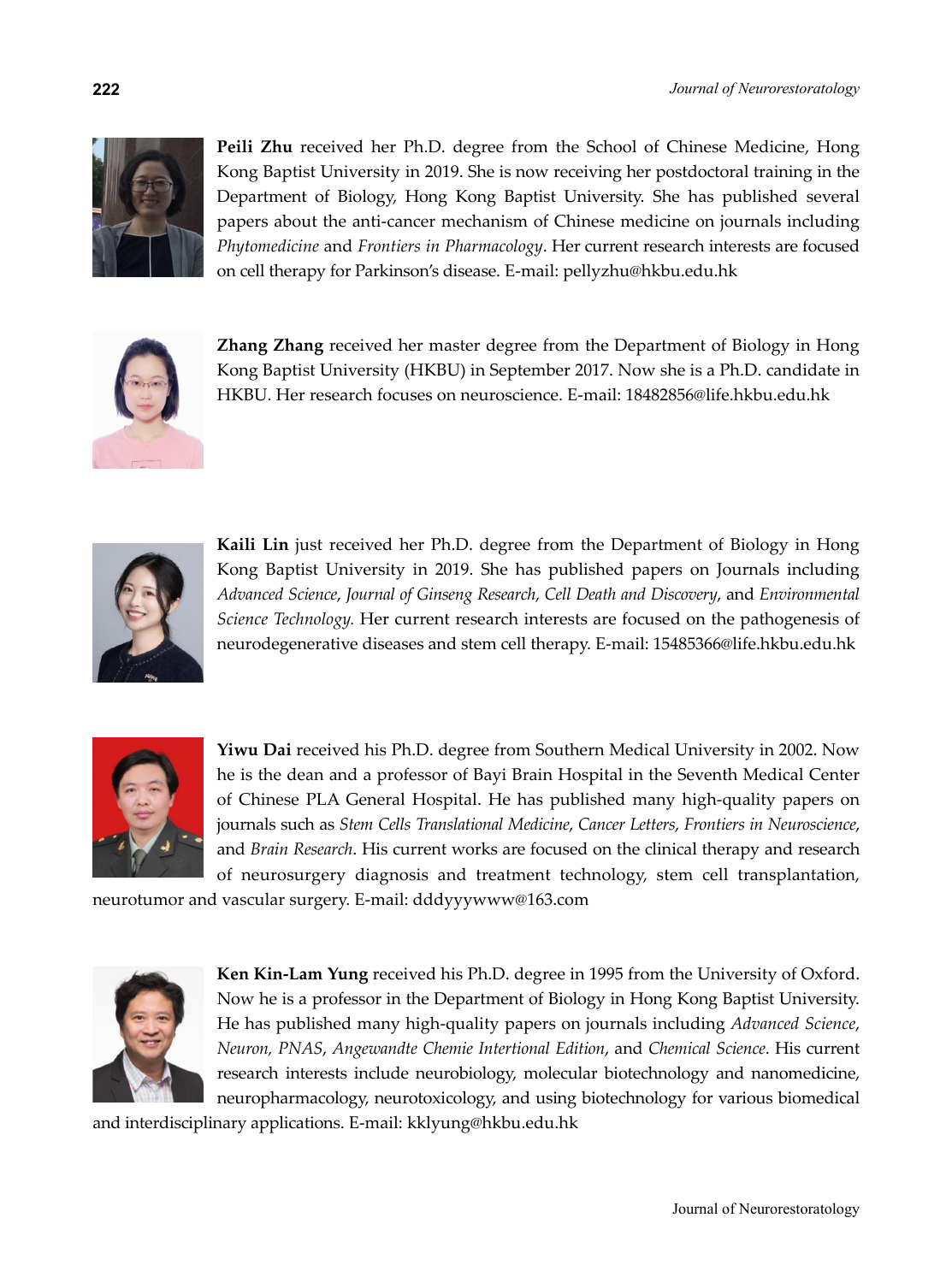**Peili Zhu** received her Ph.D. degree from the School of Chinese Medicine, Hong Kong Baptist University in 2019. She is now receiving her postdoctoral training in the Department of Biology, Hong Kong Baptist University. She has published several papers about the anti-cancer mechanism of Chinese medicine on journals including *Phytomedicine* and *Frontiers in Pharmacology*. Her current research interests are focused on cell therapy for Parkinson's disease. E-mail: pellyzhu@hkbu.edu.hk

**Zhang Zhang** received her master degree from the Department of Biology in Hong Kong Baptist University (HKBU) in September 2017. Now she is a Ph.D. candidate in HKBU. Her research focuses on neuroscience. E-mail: 18482856@life.hkbu.edu.hk

**Kaili Lin** just received her Ph.D. degree from the Department of Biology in Hong Kong Baptist University in 2019. She has published papers on Journals including *Advanced Science*, *Journal of Ginseng Research*, *Cell Death and Discovery*, and *Environmental Science Technology.* Her current research interests are focused on the pathogenesis of neurodegenerative diseases and stem cell therapy. E-mail: 15485366@life.hkbu.edu.hk

**Yiwu Dai** received his Ph.D. degree from Southern Medical University in 2002. Now he is the dean and a professor of Bayi Brain Hospital in the Seventh Medical Center of Chinese PLA General Hospital. He has published many high-quality papers on journals such as *Stem Cells Translational Medicine*, *Cancer Letters*, *Frontiers in Neuroscience*, and *Brain Research*. His current works are focused on the clinical therapy and research of neurosurgery diagnosis and treatment technology, stem cell transplantation, neurotumor and vascular surgery. E-mail: dddyyywww@163.com

**Ken Kin-Lam Yung** received his Ph.D. degree in 1995 from the University of Oxford. Now he is a professor in the Department of Biology in Hong Kong Baptist University. He has published many high-quality papers on journals including *Advanced Science*, *Neuron, PNAS*, *Angewandte Chemie Intertional Edition*, and *Chemical Science*. His current research interests include neurobiology, molecular biotechnology and nanomedicine, neuropharmacology, neurotoxicology, and using biotechnology for various biomedical and interdisciplinary applications. E-mail: kklyung@hkbu.edu.hk